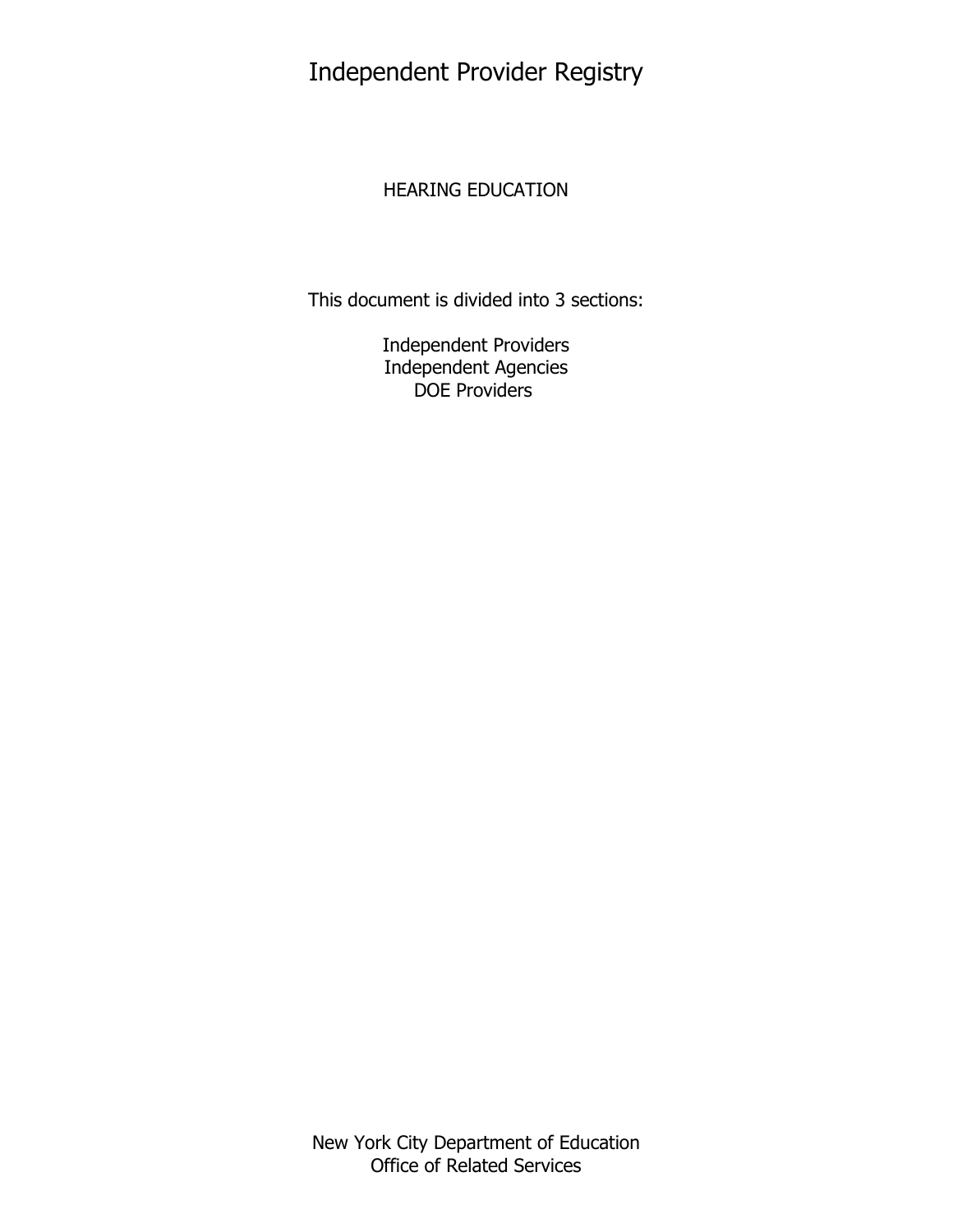# Independent Provider Registry

## HEARING EDUCATION

This document is divided into 3 sections:

Independent Providers
Independent Agencies
DOE Providers

New York City Department of Education
Office of Related Services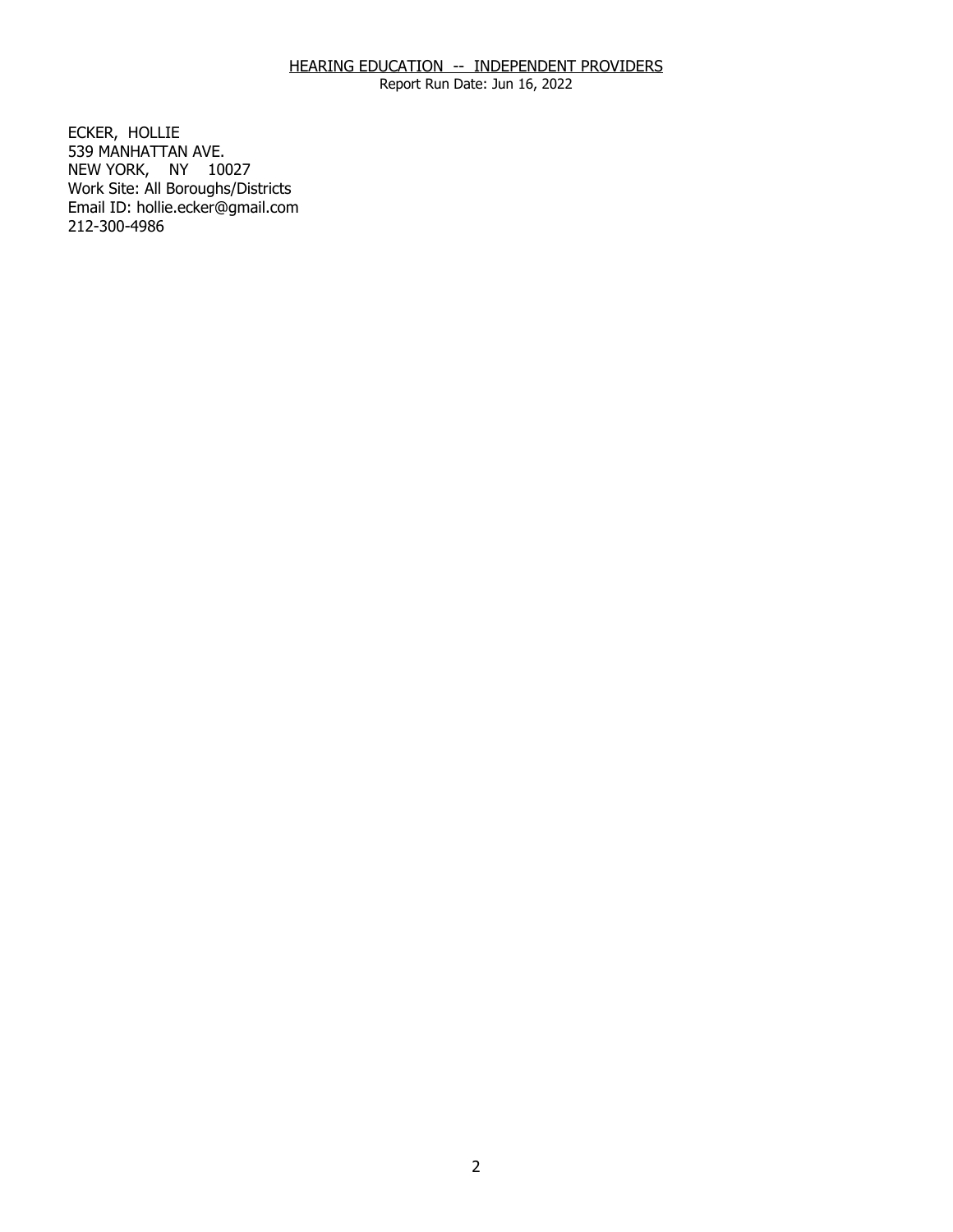ECKER, HOLLIE
539 MANHATTAN AVE.
NEW YORK, NY 10027
Work Site: All Boroughs/Districts
Email ID: hollie.ecker@gmail.com
212-300-4986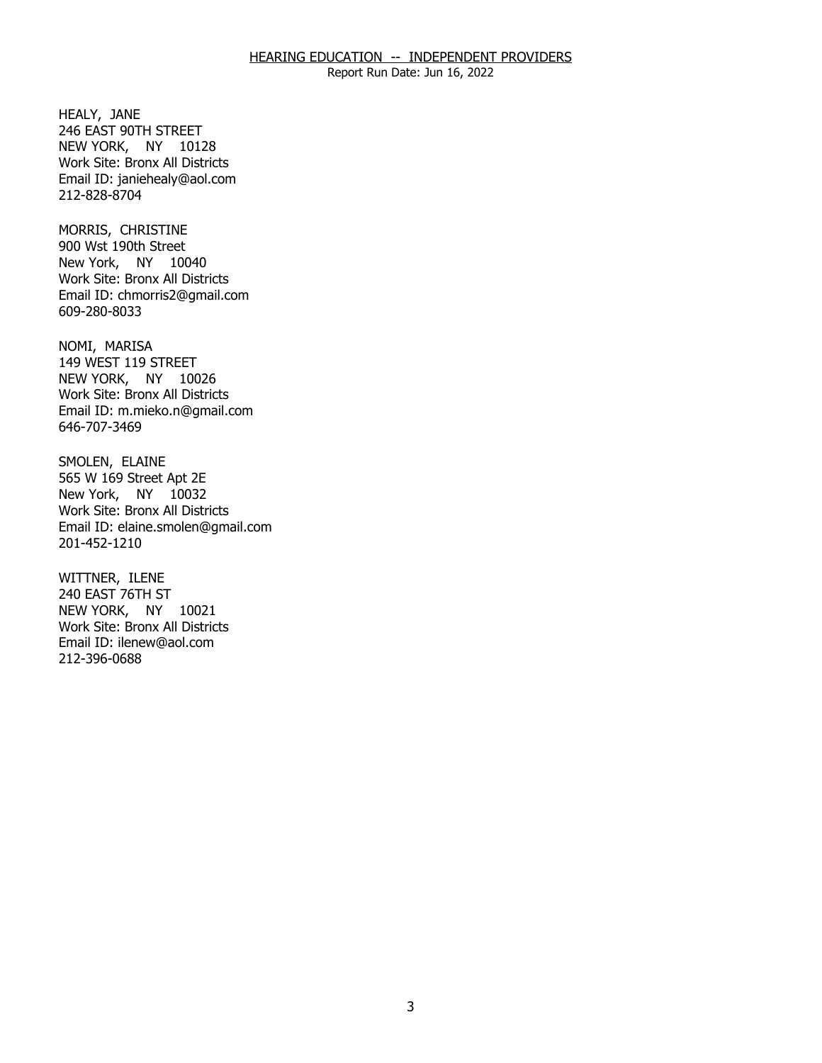HEALY, JANE
246 EAST 90TH STREET
NEW YORK, NY 10128
Work Site: Bronx All Districts
Email ID: janiehealy@aol.com
212-828-8704

MORRIS, CHRISTINE
900 Wst 190th Street
New York, NY 10040
Work Site: Bronx All Districts
Email ID: chmorris2@gmail.com
609-280-8033

NOMI, MARISA
149 WEST 119 STREET
NEW YORK, NY 10026
Work Site: Bronx All Districts
Email ID: m.mieko.n@gmail.com
646-707-3469

SMOLEN, ELAINE
565 W 169 Street Apt 2E
New York, NY 10032
Work Site: Bronx All Districts
Email ID: elaine.smolen@gmail.com
201-452-1210

WITTNER, ILENE
240 EAST 76TH ST
NEW YORK, NY 10021
Work Site: Bronx All Districts
Email ID: ilenew@aol.com
212-396-0688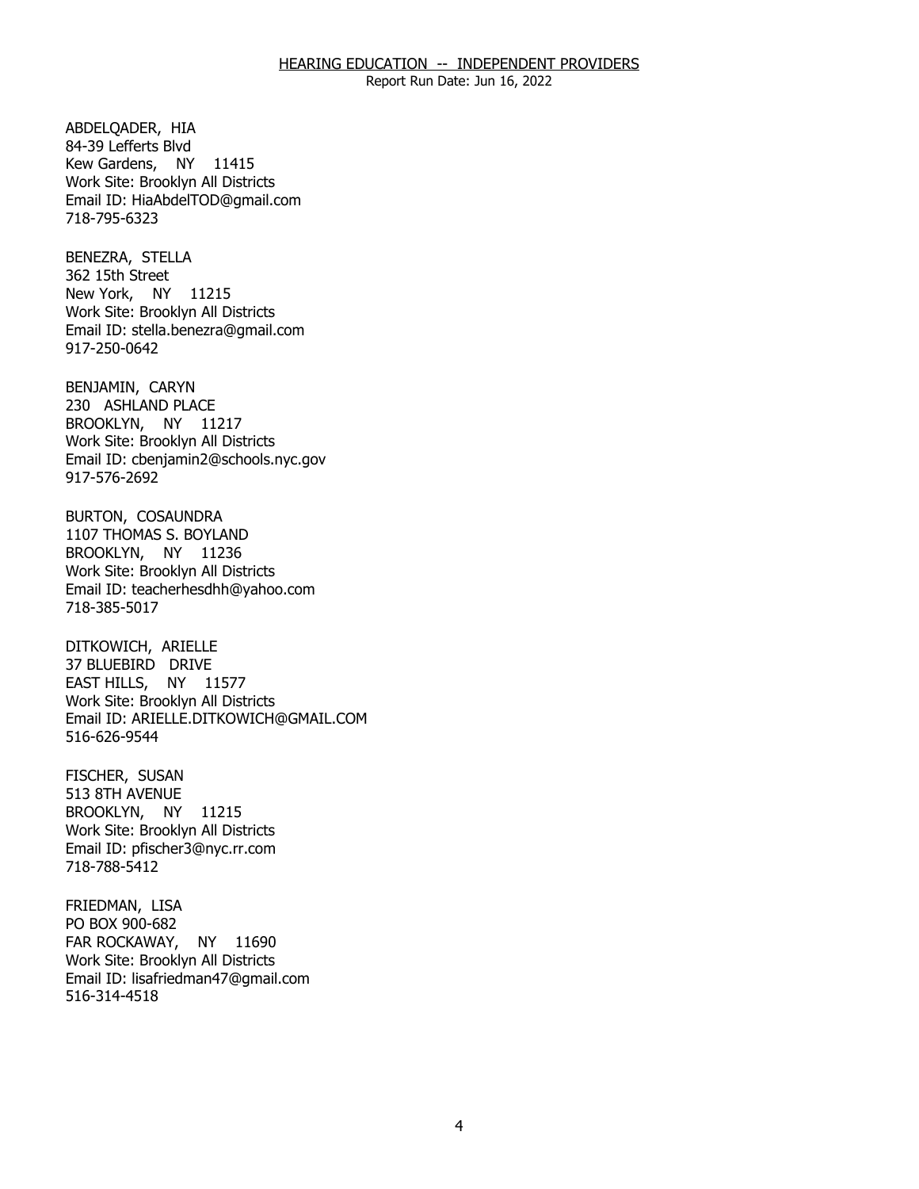## HEARING EDUCATION -- INDEPENDENT PROVIDERS

Report Run Date: Jun 16, 2022

ABDELQADER, HIA
84-39 Lefferts Blvd
Kew Gardens, NY 11415
Work Site: Brooklyn All Districts
Email ID: HiaAbdelTOD@gmail.com
718-795-6323

BENEZRA, STELLA
362 15th Street
New York, NY 11215
Work Site: Brooklyn All Districts
Email ID: stella.benezra@gmail.com
917-250-0642

BENJAMIN, CARYN
230 ASHLAND PLACE
BROOKLYN, NY 11217
Work Site: Brooklyn All Districts
Email ID: cbenjamin2@schools.nyc.gov
917-576-2692

BURTON, COSAUNDRA
1107 THOMAS S. BOYLAND
BROOKLYN, NY 11236
Work Site: Brooklyn All Districts
Email ID: teacherhesdhh@yahoo.com
718-385-5017

DITKOWICH, ARIELLE
37 BLUEBIRD DRIVE
EAST HILLS, NY 11577
Work Site: Brooklyn All Districts
Email ID: ARIELLE.DITKOWICH@GMAIL.COM
516-626-9544

FISCHER, SUSAN
513 8TH AVENUE
BROOKLYN, NY 11215
Work Site: Brooklyn All Districts
Email ID: pfischer3@nyc.rr.com
718-788-5412

FRIEDMAN, LISA
PO BOX 900-682
FAR ROCKAWAY, NY 11690
Work Site: Brooklyn All Districts
Email ID: lisafriedman47@gmail.com
516-314-4518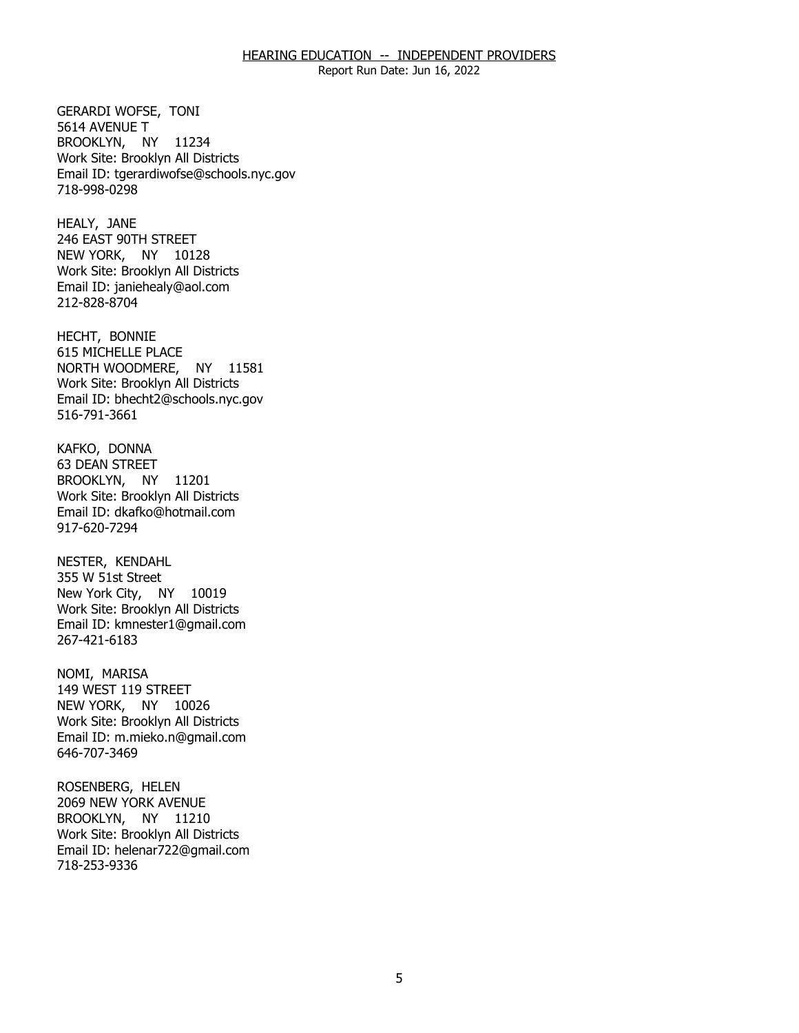GERARDI WOFSE, TONI
5614 AVENUE T
BROOKLYN, NY 11234
Work Site: Brooklyn All Districts
Email ID: tgerardiwofse@schools.nyc.gov
718-998-0298

HEALY, JANE
246 EAST 90TH STREET
NEW YORK, NY 10128
Work Site: Brooklyn All Districts
Email ID: janiehealy@aol.com
212-828-8704

HECHT, BONNIE
615 MICHELLE PLACE
NORTH WOODMERE, NY 11581
Work Site: Brooklyn All Districts
Email ID: bhecht2@schools.nyc.gov
516-791-3661

KAFKO, DONNA
63 DEAN STREET
BROOKLYN, NY 11201
Work Site: Brooklyn All Districts
Email ID: dkafko@hotmail.com
917-620-7294

NESTER, KENDAHL
355 W 51st Street
New York City, NY 10019
Work Site: Brooklyn All Districts
Email ID: kmnester1@gmail.com
267-421-6183

NOMI, MARISA
149 WEST 119 STREET
NEW YORK, NY 10026
Work Site: Brooklyn All Districts
Email ID: m.mieko.n@gmail.com
646-707-3469

ROSENBERG, HELEN
2069 NEW YORK AVENUE
BROOKLYN, NY 11210
Work Site: Brooklyn All Districts
Email ID: helenar722@gmail.com
718-253-9336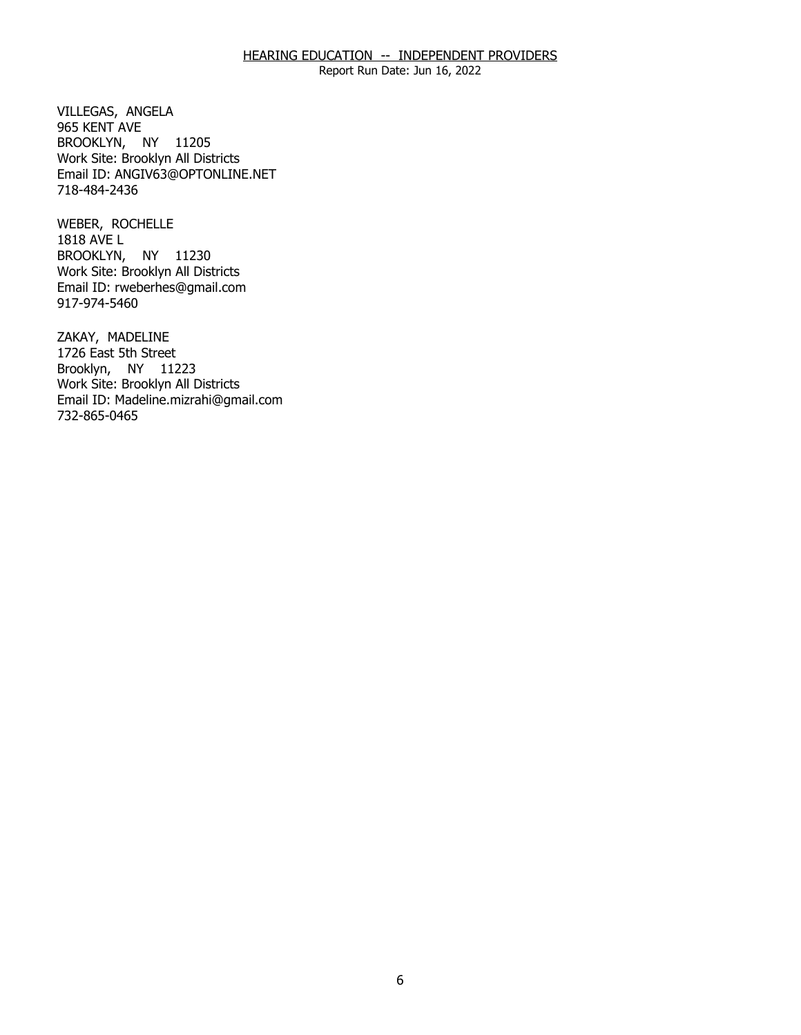VILLEGAS, ANGELA
965 KENT AVE
BROOKLYN, NY 11205
Work Site: Brooklyn All Districts
Email ID: ANGIV63@OPTONLINE.NET
718-484-2436

WEBER, ROCHELLE
1818 AVE L
BROOKLYN, NY 11230
Work Site: Brooklyn All Districts
Email ID: rweberhes@gmail.com
917-974-5460

ZAKAY, MADELINE
1726 East 5th Street
Brooklyn, NY 11223
Work Site: Brooklyn All Districts
Email ID: Madeline.mizrahi@gmail.com
732-865-0465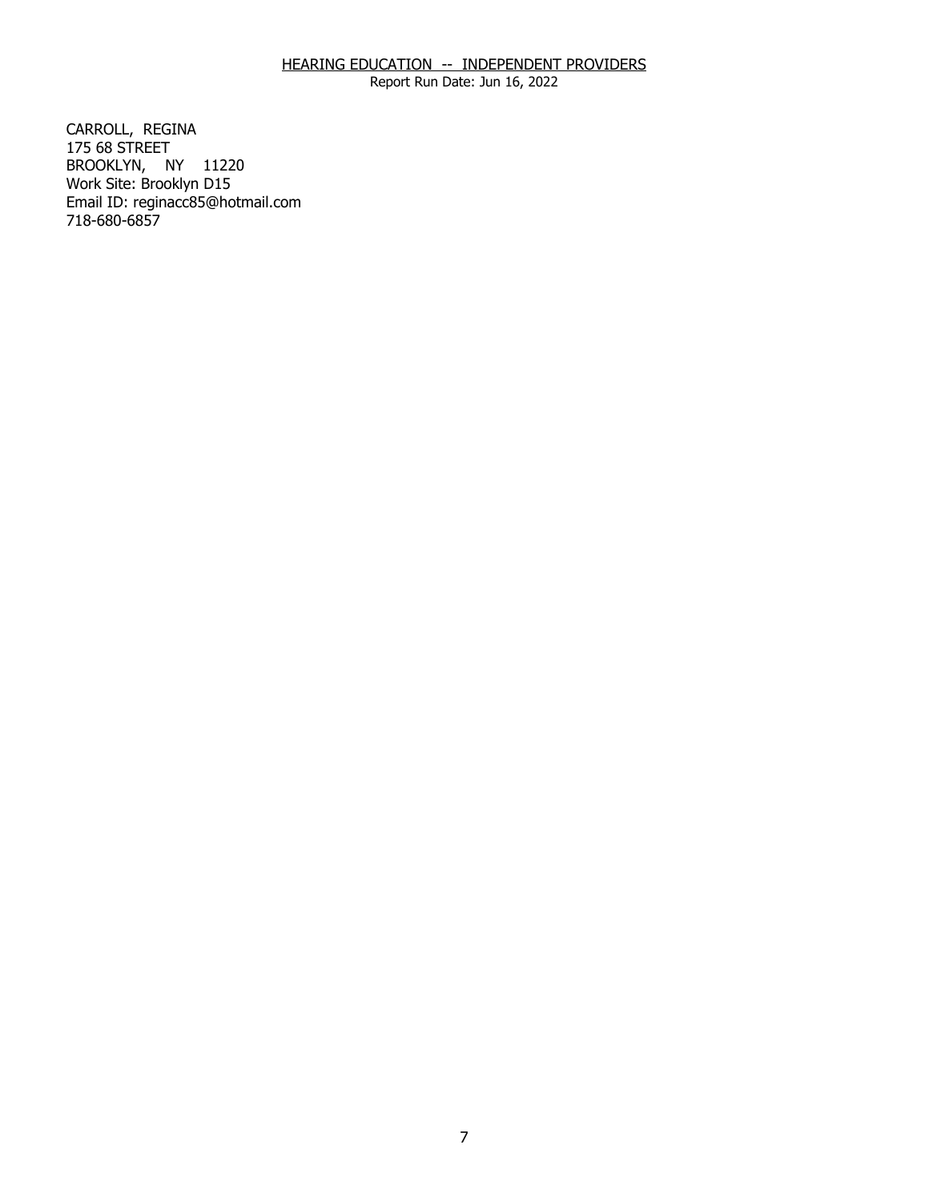CARROLL, REGINA
175 68 STREET
BROOKLYN, NY 11220
Work Site: Brooklyn D15
Email ID: reginacc85@hotmail.com
718-680-6857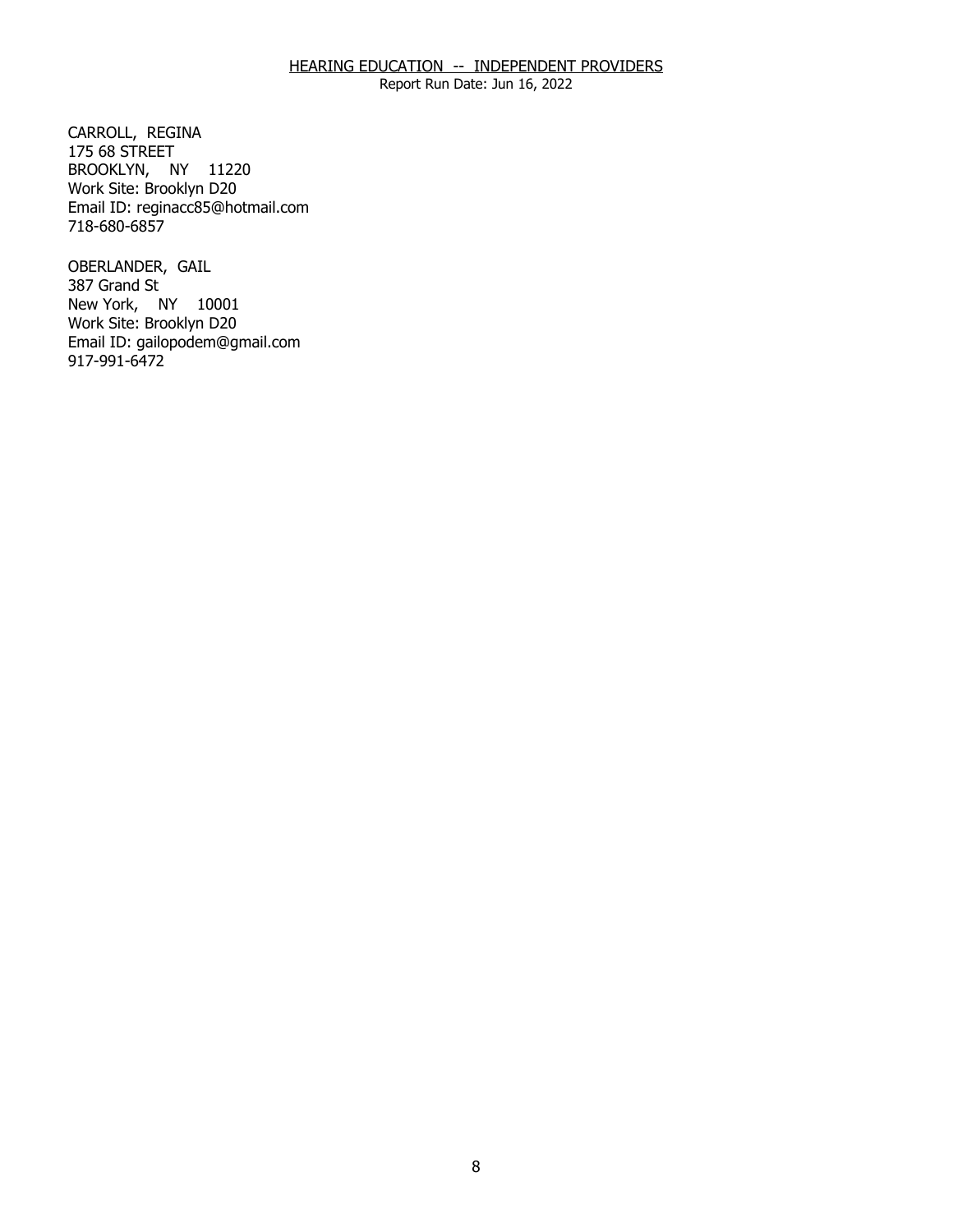CARROLL, REGINA
175 68 STREET
BROOKLYN, NY 11220
Work Site: Brooklyn D20
Email ID: reginacc85@hotmail.com
718-680-6857

OBERLANDER, GAIL
387 Grand St
New York, NY 10001
Work Site: Brooklyn D20
Email ID: gailopodem@gmail.com
917-991-6472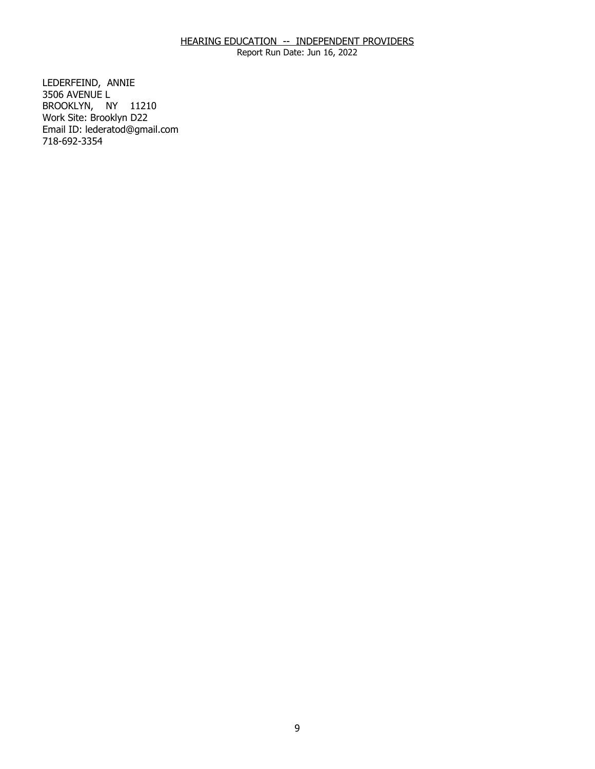LEDERFEIND, ANNIE
3506 AVENUE L
BROOKLYN, NY 11210
Work Site: Brooklyn D22
Email ID: lederatod@gmail.com
718-692-3354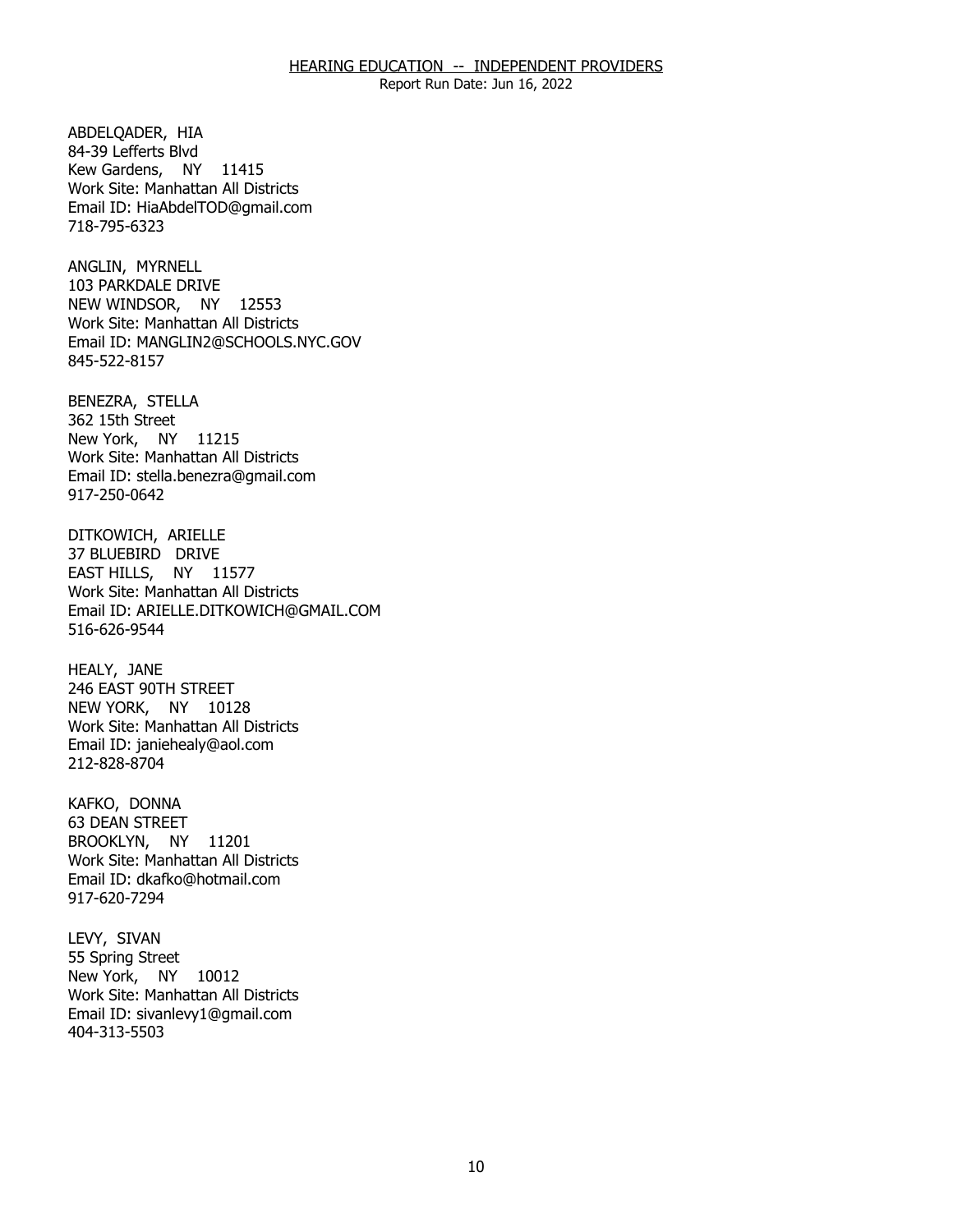## HEARING EDUCATION -- INDEPENDENT PROVIDERS

Report Run Date: Jun 16, 2022

ABDELQADER, HIA
84-39 Lefferts Blvd
Kew Gardens, NY 11415
Work Site: Manhattan All Districts
Email ID: HiaAbdelTOD@gmail.com
718-795-6323

ANGLIN, MYRNELL
103 PARKDALE DRIVE
NEW WINDSOR, NY 12553
Work Site: Manhattan All Districts
Email ID: MANGLIN2@SCHOOLS.NYC.GOV
845-522-8157

BENEZRA, STELLA
362 15th Street
New York, NY 11215
Work Site: Manhattan All Districts
Email ID: stella.benezra@gmail.com
917-250-0642

DITKOWICH, ARIELLE
37 BLUEBIRD DRIVE
EAST HILLS, NY 11577
Work Site: Manhattan All Districts
Email ID: ARIELLE.DITKOWICH@GMAIL.COM
516-626-9544

HEALY, JANE
246 EAST 90TH STREET
NEW YORK, NY 10128
Work Site: Manhattan All Districts
Email ID: janiehealy@aol.com
212-828-8704

KAFKO, DONNA
63 DEAN STREET
BROOKLYN, NY 11201
Work Site: Manhattan All Districts
Email ID: dkafko@hotmail.com
917-620-7294

LEVY, SIVAN
55 Spring Street
New York, NY 10012
Work Site: Manhattan All Districts
Email ID: sivanlevy1@gmail.com
404-313-5503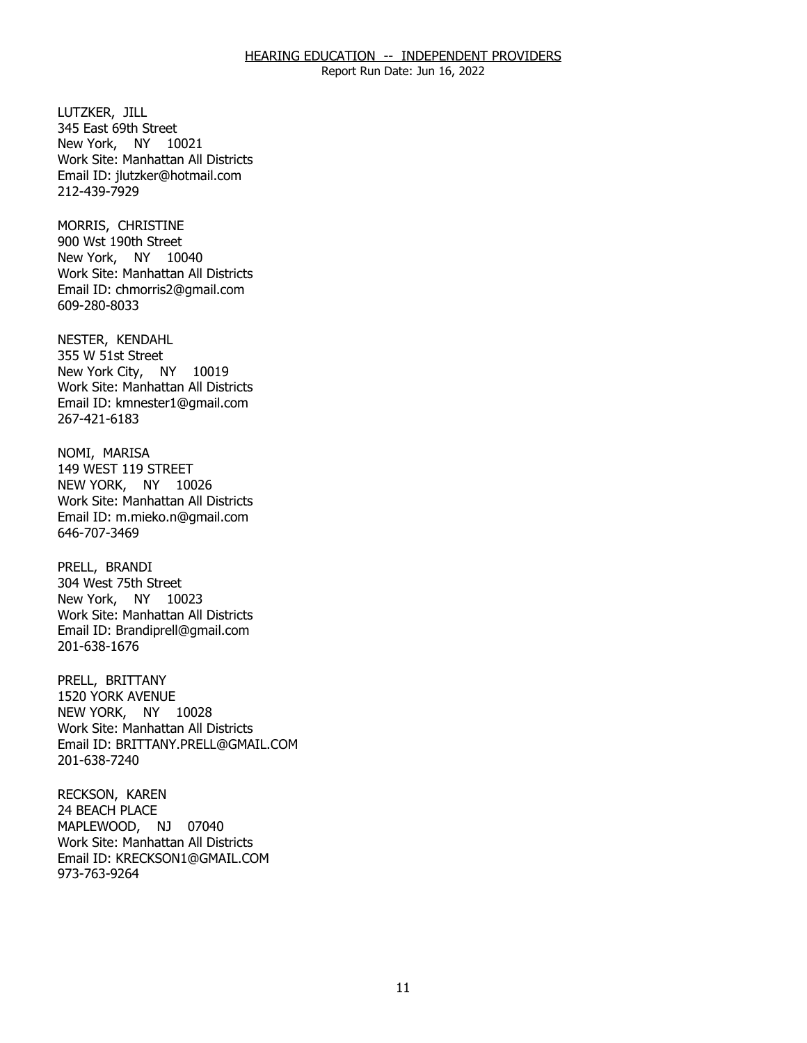LUTZKER, JILL
345 East 69th Street
New York, NY 10021
Work Site: Manhattan All Districts
Email ID: jlutzker@hotmail.com
212-439-7929

MORRIS, CHRISTINE
900 Wst 190th Street
New York, NY 10040
Work Site: Manhattan All Districts
Email ID: chmorris2@gmail.com
609-280-8033

NESTER, KENDAHL
355 W 51st Street
New York City, NY 10019
Work Site: Manhattan All Districts
Email ID: kmnester1@gmail.com
267-421-6183

NOMI, MARISA
149 WEST 119 STREET
NEW YORK, NY 10026
Work Site: Manhattan All Districts
Email ID: m.mieko.n@gmail.com
646-707-3469

PRELL, BRANDI
304 West 75th Street
New York, NY 10023
Work Site: Manhattan All Districts
Email ID: Brandiprell@gmail.com
201-638-1676

PRELL, BRITTANY
1520 YORK AVENUE
NEW YORK, NY 10028
Work Site: Manhattan All Districts
Email ID: BRITTANY.PRELL@GMAIL.COM
201-638-7240

RECKSON, KAREN
24 BEACH PLACE
MAPLEWOOD, NJ 07040
Work Site: Manhattan All Districts
Email ID: KRECKSON1@GMAIL.COM
973-763-9264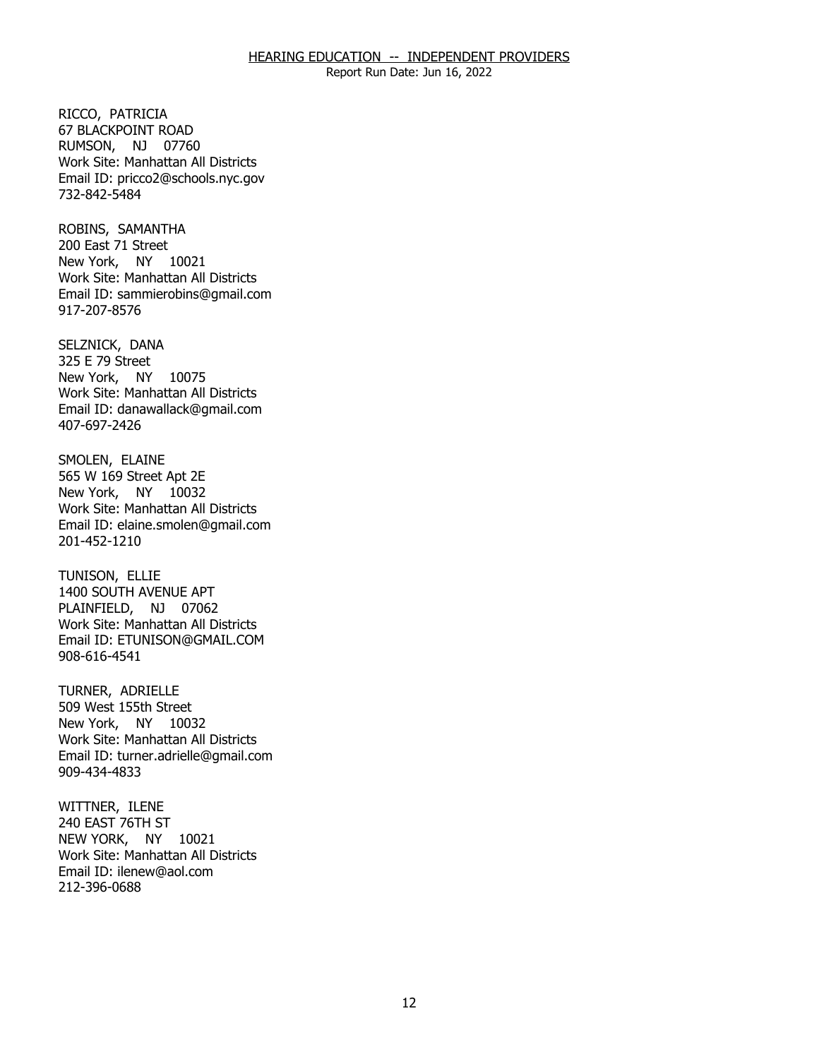RICCO, PATRICIA
67 BLACKPOINT ROAD
RUMSON, NJ 07760
Work Site: Manhattan All Districts
Email ID: pricco2@schools.nyc.gov
732-842-5484

ROBINS, SAMANTHA
200 East 71 Street
New York, NY 10021
Work Site: Manhattan All Districts
Email ID: sammierobins@gmail.com
917-207-8576

SELZNICK, DANA
325 E 79 Street
New York, NY 10075
Work Site: Manhattan All Districts
Email ID: danawallack@gmail.com
407-697-2426

SMOLEN, ELAINE
565 W 169 Street Apt 2E
New York, NY 10032
Work Site: Manhattan All Districts
Email ID: elaine.smolen@gmail.com
201-452-1210

TUNISON, ELLIE
1400 SOUTH AVENUE APT
PLAINFIELD, NJ 07062
Work Site: Manhattan All Districts
Email ID: ETUNISON@GMAIL.COM
908-616-4541

TURNER, ADRIELLE
509 West 155th Street
New York, NY 10032
Work Site: Manhattan All Districts
Email ID: turner.adrielle@gmail.com
909-434-4833

WITTNER, ILENE
240 EAST 76TH ST
NEW YORK, NY 10021
Work Site: Manhattan All Districts
Email ID: ilenew@aol.com
212-396-0688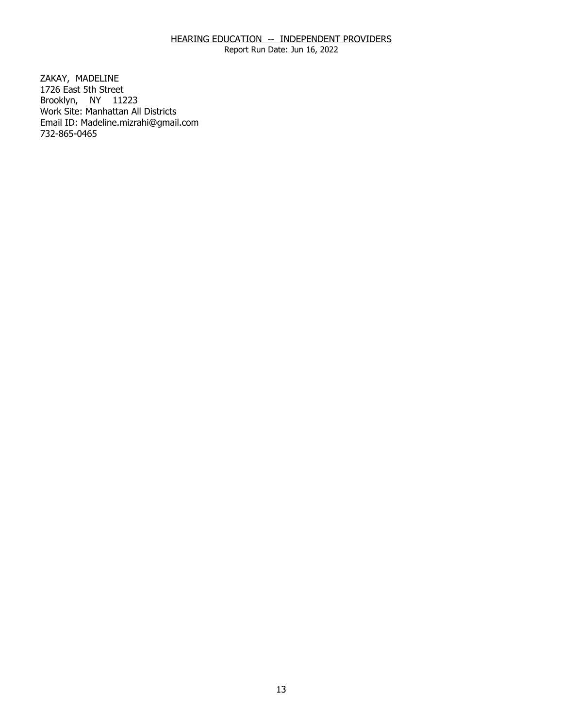HEARING EDUCATION -- INDEPENDENT PROVIDERS
Report Run Date: Jun 16, 2022

ZAKAY, MADELINE
1726 East 5th Street
Brooklyn, NY 11223
Work Site: Manhattan All Districts
Email ID: Madeline.mizrahi@gmail.com
732-865-0465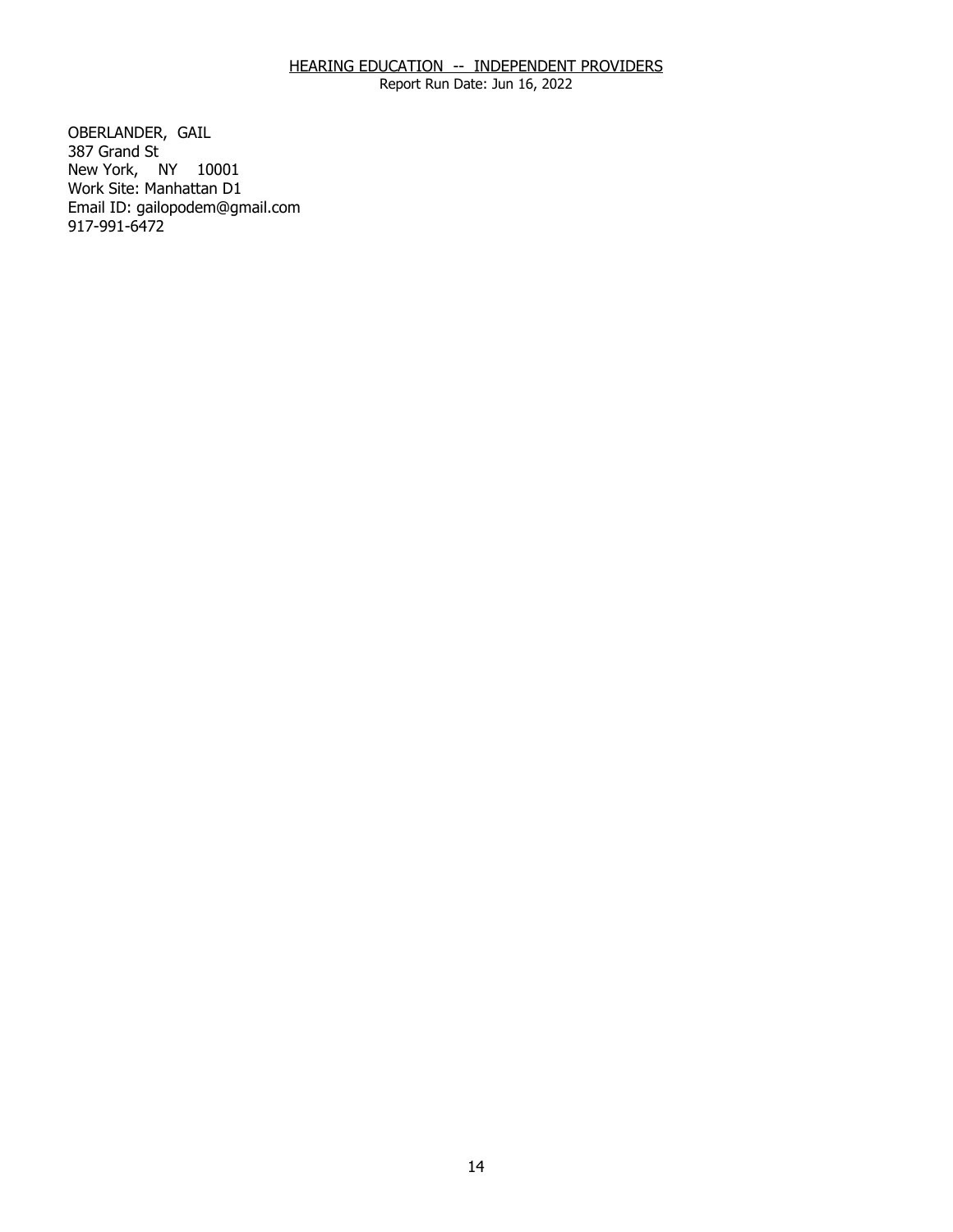HEARING EDUCATION -- INDEPENDENT PROVIDERS

Report Run Date: Jun 16, 2022

OBERLANDER, GAIL
387 Grand St
New York, NY 10001
Work Site: Manhattan D1
Email ID: gailopodem@gmail.com
917-991-6472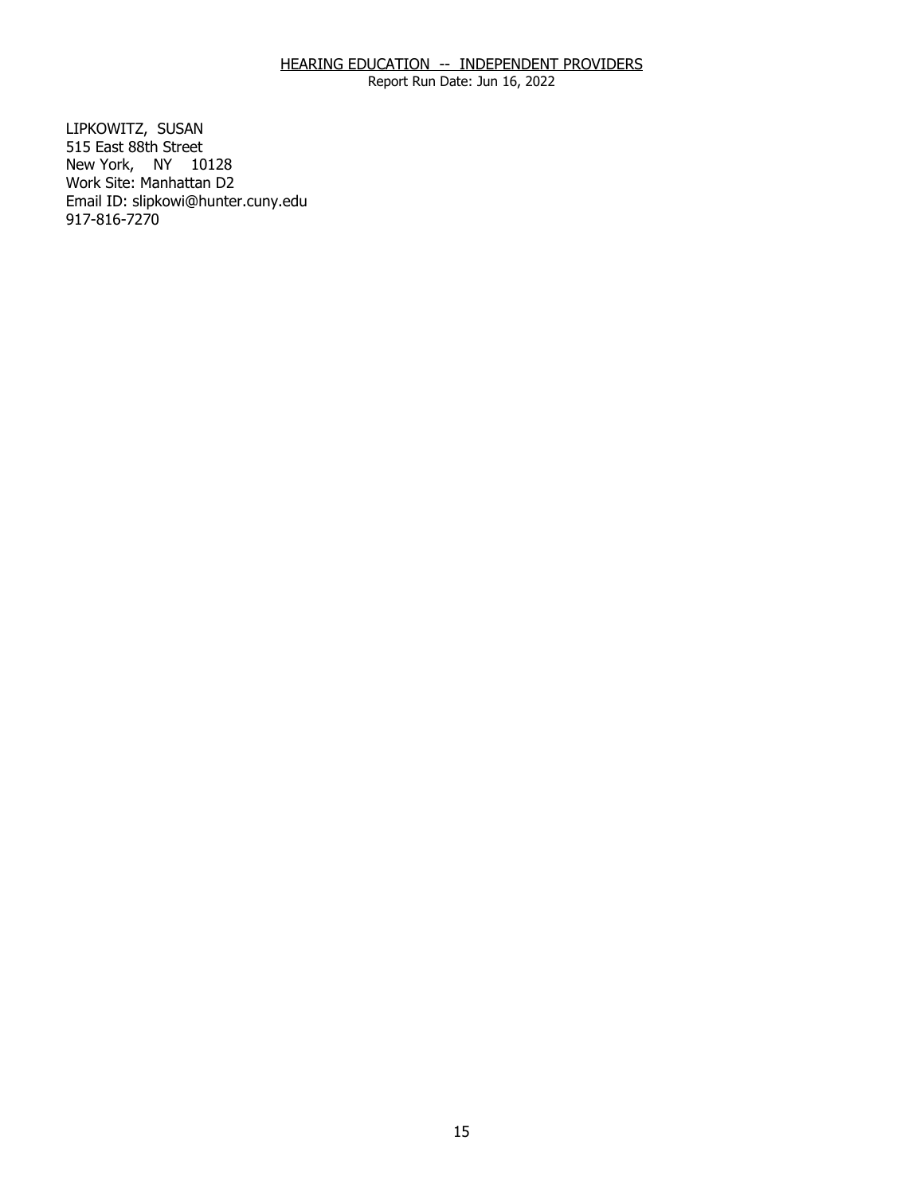LIPKOWITZ, SUSAN
515 East 88th Street
New York, NY 10128
Work Site: Manhattan D2
Email ID: slipkowi@hunter.cuny.edu
917-816-7270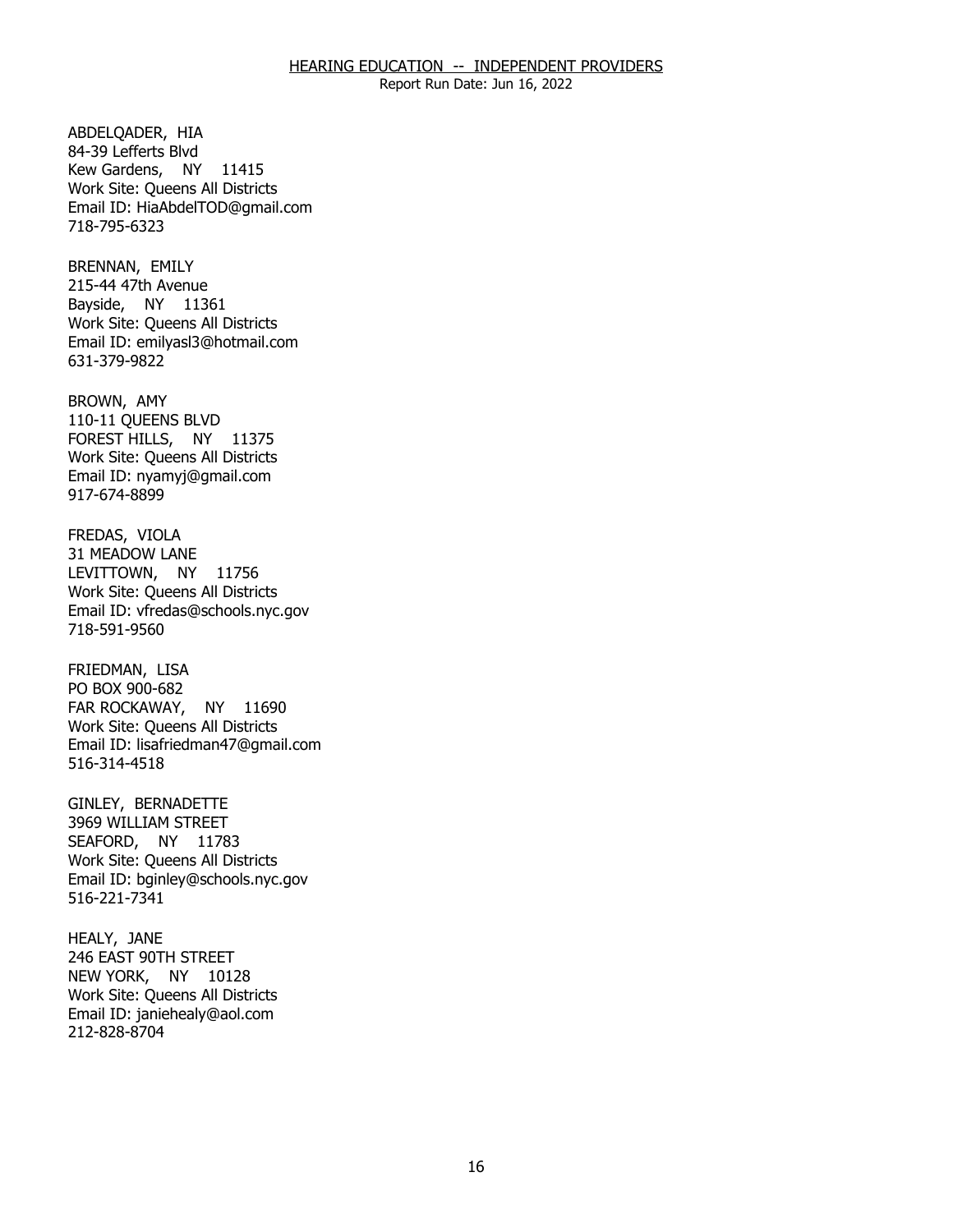ABDELQADER, HIA
84-39 Lefferts Blvd
Kew Gardens, NY 11415
Work Site: Queens All Districts
Email ID: HiaAbdelTOD@gmail.com
718-795-6323

BRENNAN, EMILY
215-44 47th Avenue
Bayside, NY 11361
Work Site: Queens All Districts
Email ID: emilyasl3@hotmail.com
631-379-9822

BROWN, AMY
110-11 QUEENS BLVD
FOREST HILLS, NY 11375
Work Site: Queens All Districts
Email ID: nyamyj@gmail.com
917-674-8899

FREDAS, VIOLA
31 MEADOW LANE
LEVITTOWN, NY 11756
Work Site: Queens All Districts
Email ID: vfredas@schools.nyc.gov
718-591-9560

FRIEDMAN, LISA
PO BOX 900-682
FAR ROCKAWAY, NY 11690
Work Site: Queens All Districts
Email ID: lisafriedman47@gmail.com
516-314-4518

GINLEY, BERNADETTE
3969 WILLIAM STREET
SEAFORD, NY 11783
Work Site: Queens All Districts
Email ID: bginley@schools.nyc.gov
516-221-7341

HEALY, JANE
246 EAST 90TH STREET
NEW YORK, NY 10128
Work Site: Queens All Districts
Email ID: janiehealy@aol.com
212-828-8704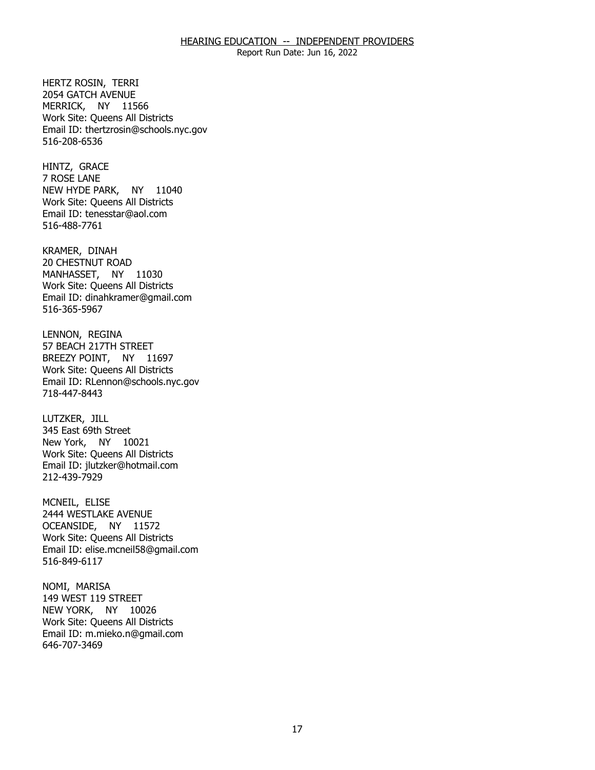HERTZ ROSIN, TERRI
2054 GATCH AVENUE
MERRICK, NY 11566
Work Site: Queens All Districts
Email ID: thertzrosin@schools.nyc.gov
516-208-6536

HINTZ, GRACE
7 ROSE LANE
NEW HYDE PARK, NY 11040
Work Site: Queens All Districts
Email ID: tenesstar@aol.com
516-488-7761

KRAMER, DINAH
20 CHESTNUT ROAD
MANHASSET, NY 11030
Work Site: Queens All Districts
Email ID: dinahkramer@gmail.com
516-365-5967

LENNON, REGINA
57 BEACH 217TH STREET
BREEZY POINT, NY 11697
Work Site: Queens All Districts
Email ID: RLennon@schools.nyc.gov
718-447-8443

LUTZKER, JILL
345 East 69th Street
New York, NY 10021
Work Site: Queens All Districts
Email ID: jlutzker@hotmail.com
212-439-7929

MCNEIL, ELISE
2444 WESTLAKE AVENUE
OCEANSIDE, NY 11572
Work Site: Queens All Districts
Email ID: elise.mcneil58@gmail.com
516-849-6117

NOMI, MARISA
149 WEST 119 STREET
NEW YORK, NY 10026
Work Site: Queens All Districts
Email ID: m.mieko.n@gmail.com
646-707-3469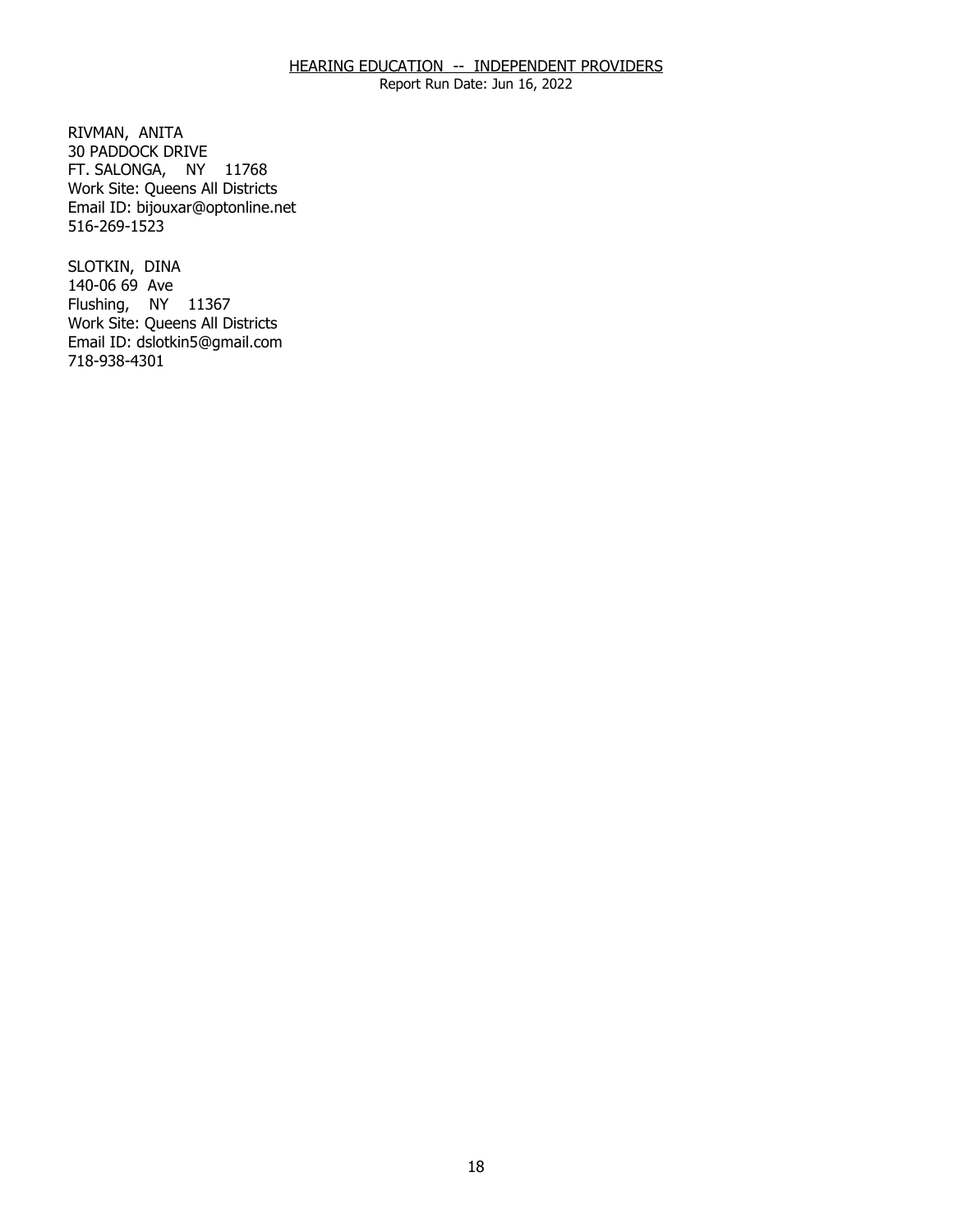RIVMAN, ANITA
30 PADDOCK DRIVE
FT. SALONGA, NY 11768
Work Site: Queens All Districts
Email ID: bijouxar@optonline.net
516-269-1523

SLOTKIN, DINA
140-06 69 Ave
Flushing, NY 11367
Work Site: Queens All Districts
Email ID: dslotkin5@gmail.com
718-938-4301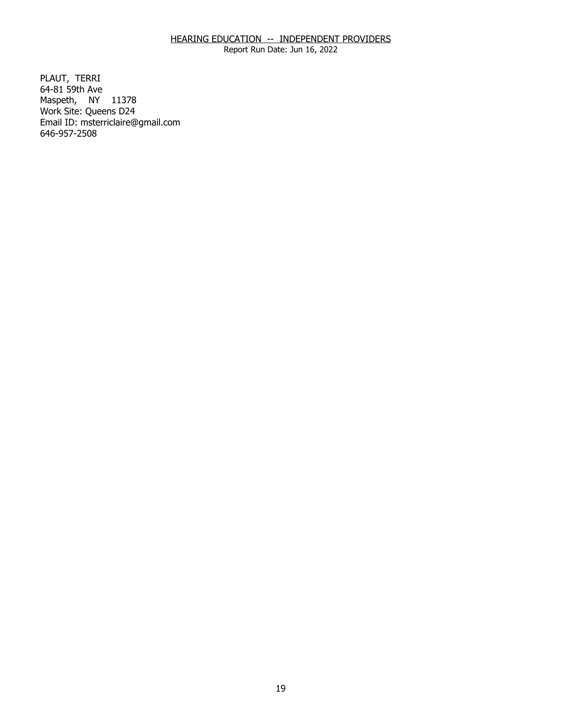## HEARING EDUCATION -- INDEPENDENT PROVIDERS

Report Run Date: Jun 16, 2022

PLAUT, TERRI
64-81 59th Ave
Maspeth, NY 11378
Work Site: Queens D24
Email ID: msterriclaire@gmail.com
646-957-2508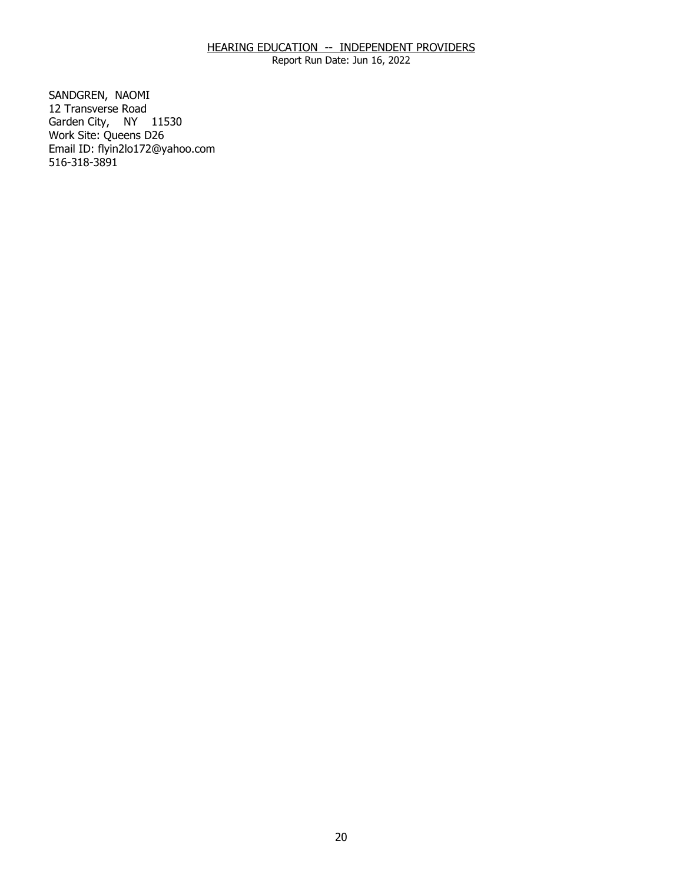HEARING EDUCATION -- INDEPENDENT PROVIDERS
Report Run Date: Jun 16, 2022

SANDGREN, NAOMI
12 Transverse Road
Garden City, NY 11530
Work Site: Queens D26
Email ID: flyin2lo172@yahoo.com
516-318-3891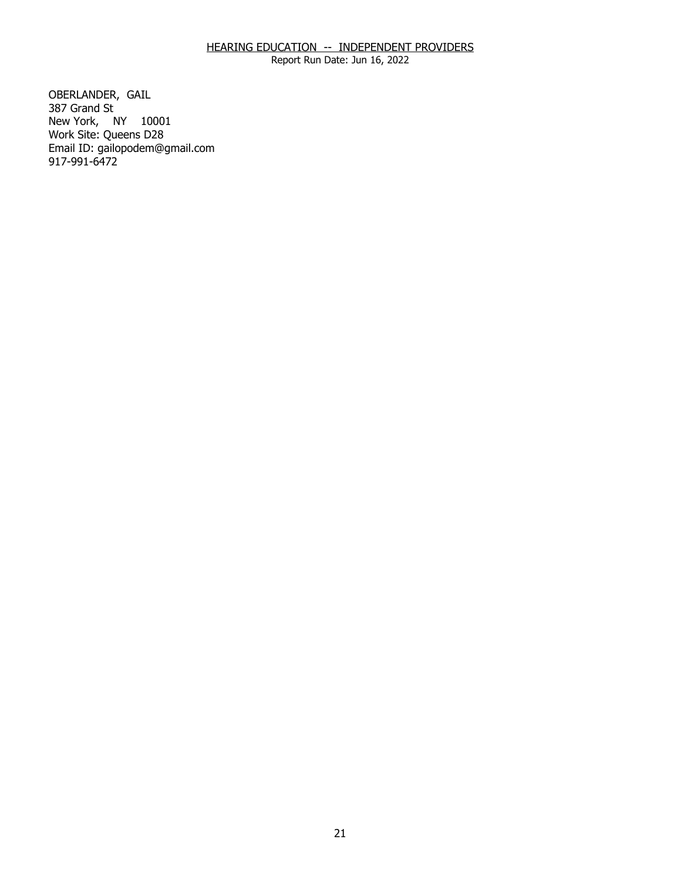## HEARING EDUCATION -- INDEPENDENT PROVIDERS

Report Run Date: Jun 16, 2022

OBERLANDER, GAIL
387 Grand St
New York, NY 10001
Work Site: Queens D28
Email ID: gailopodem@gmail.com
917-991-6472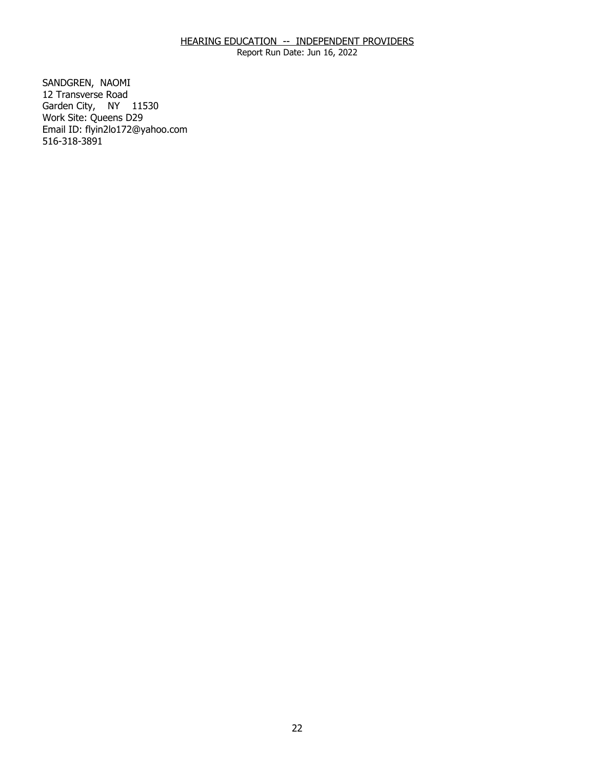HEARING EDUCATION -- INDEPENDENT PROVIDERS
Report Run Date: Jun 16, 2022

SANDGREN, NAOMI
12 Transverse Road
Garden City, NY 11530
Work Site: Queens D29
Email ID: flyin2lo172@yahoo.com
516-318-3891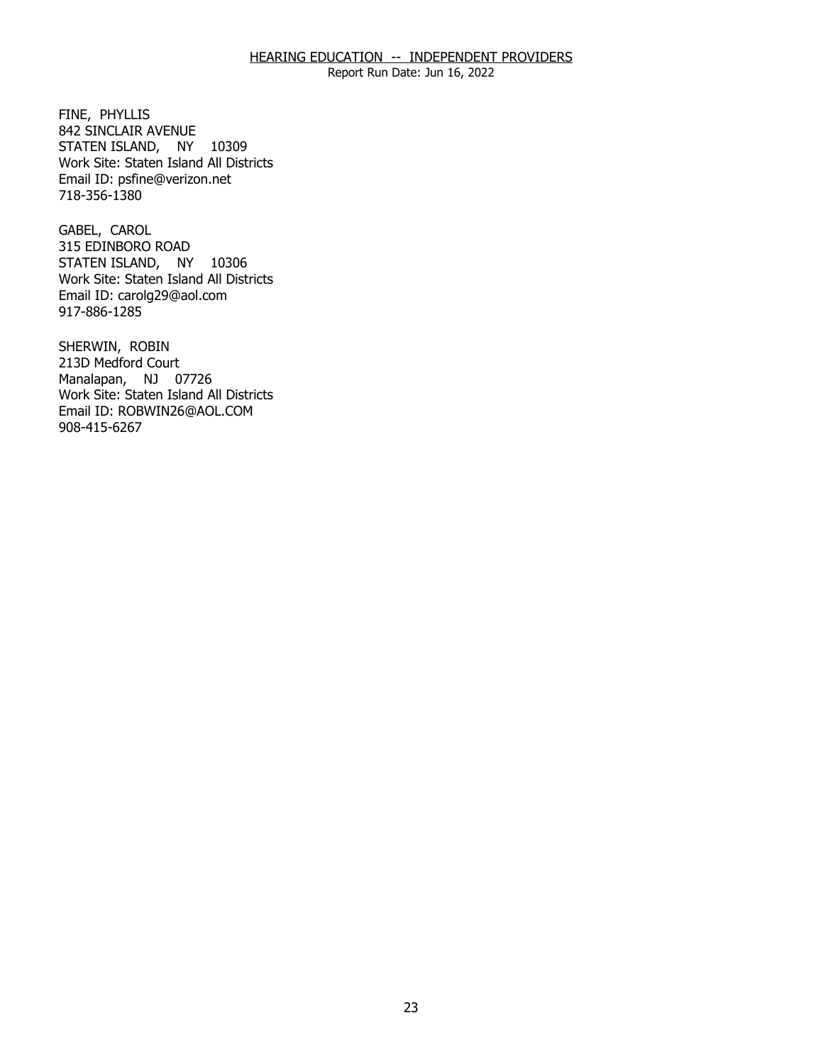FINE, PHYLLIS
842 SINCLAIR AVENUE
STATEN ISLAND, NY 10309
Work Site: Staten Island All Districts
Email ID: psfine@verizon.net
718-356-1380

GABEL, CAROL
315 EDINBORO ROAD
STATEN ISLAND, NY 10306
Work Site: Staten Island All Districts
Email ID: carolg29@aol.com
917-886-1285

SHERWIN, ROBIN
213D Medford Court
Manalapan, NJ 07726
Work Site: Staten Island All Districts
Email ID: ROBWIN26@AOL.COM
908-415-6267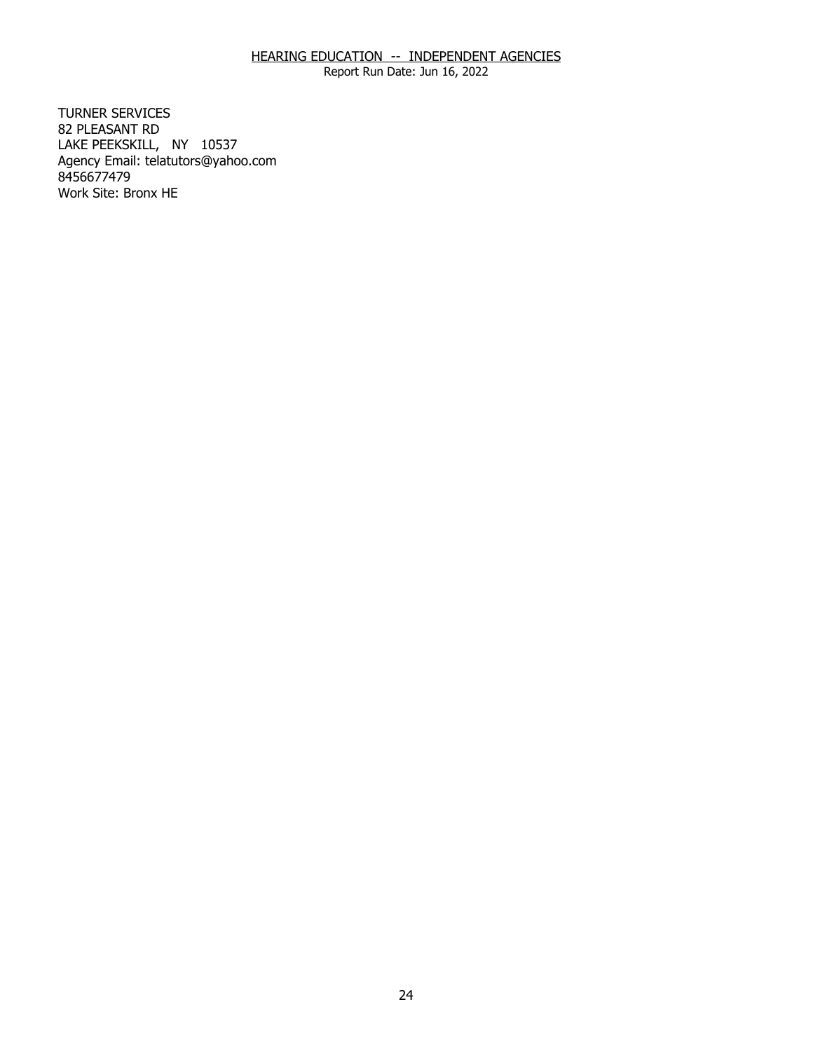HEARING EDUCATION -- INDEPENDENT AGENCIES
Report Run Date: Jun 16, 2022

TURNER SERVICES
82 PLEASANT RD
LAKE PEEKSKILL, NY 10537
Agency Email: telatutors@yahoo.com
8456677479
Work Site: Bronx HE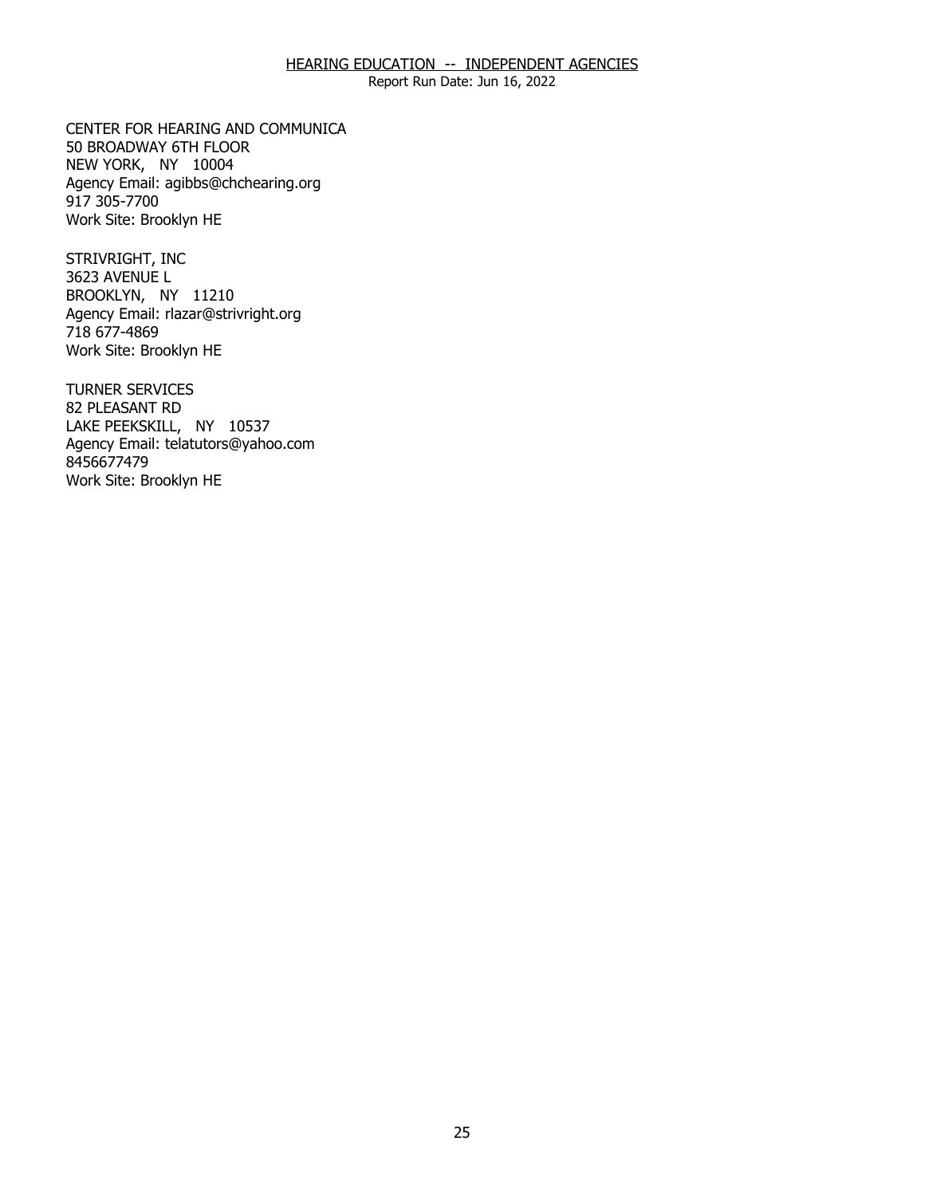HEARING EDUCATION -- INDEPENDENT AGENCIES

Report Run Date: Jun 16, 2022

CENTER FOR HEARING AND COMMUNICA
50 BROADWAY 6TH FLOOR
NEW YORK, NY 10004
Agency Email: agibbs@chchearing.org
917 305-7700
Work Site: Brooklyn HE

STRIVRIGHT, INC
3623 AVENUE L
BROOKLYN, NY 11210
Agency Email: rlazar@strivright.org
718 677-4869
Work Site: Brooklyn HE

TURNER SERVICES
82 PLEASANT RD
LAKE PEEKSKILL, NY 10537
Agency Email: telatutors@yahoo.com
8456677479
Work Site: Brooklyn HE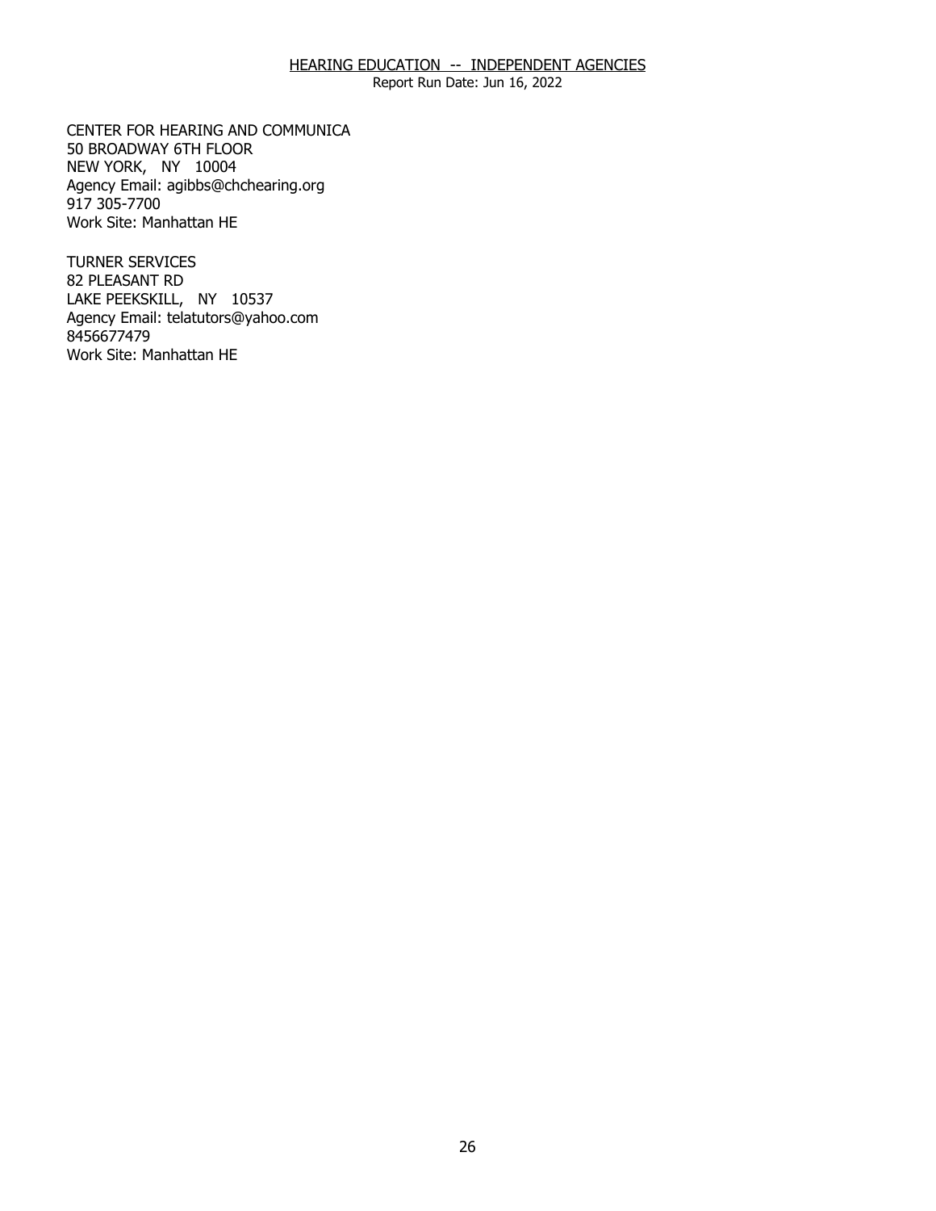HEARING EDUCATION -- INDEPENDENT AGENCIES

Report Run Date: Jun 16, 2022

CENTER FOR HEARING AND COMMUNICA
50 BROADWAY 6TH FLOOR
NEW YORK, NY 10004
Agency Email: agibbs@chchearing.org
917 305-7700
Work Site: Manhattan HE

TURNER SERVICES
82 PLEASANT RD
LAKE PEEKSKILL, NY 10537
Agency Email: telatutors@yahoo.com
8456677479
Work Site: Manhattan HE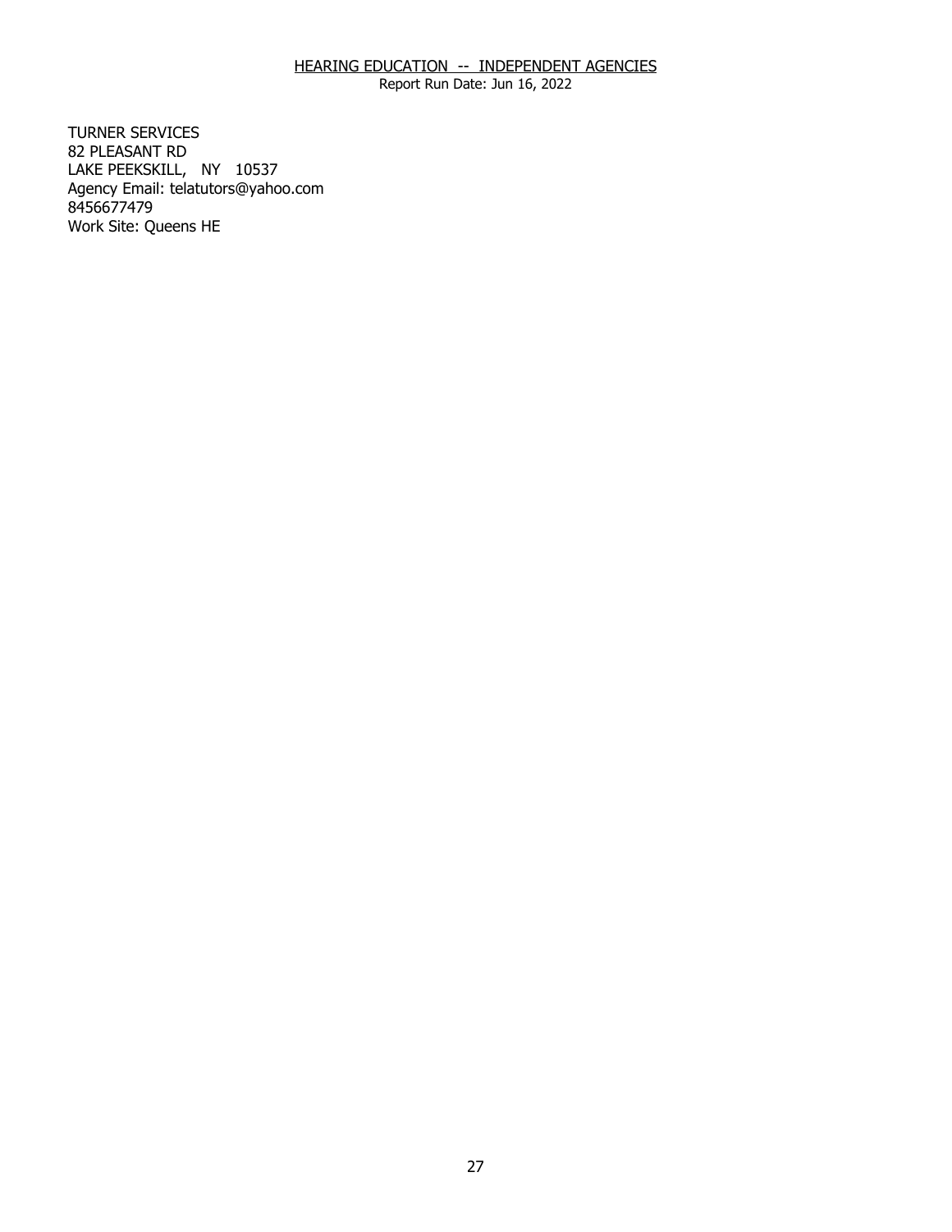TURNER SERVICES
82 PLEASANT RD
LAKE PEEKSKILL, NY 10537
Agency Email: telatutors@yahoo.com
8456677479
Work Site: Queens HE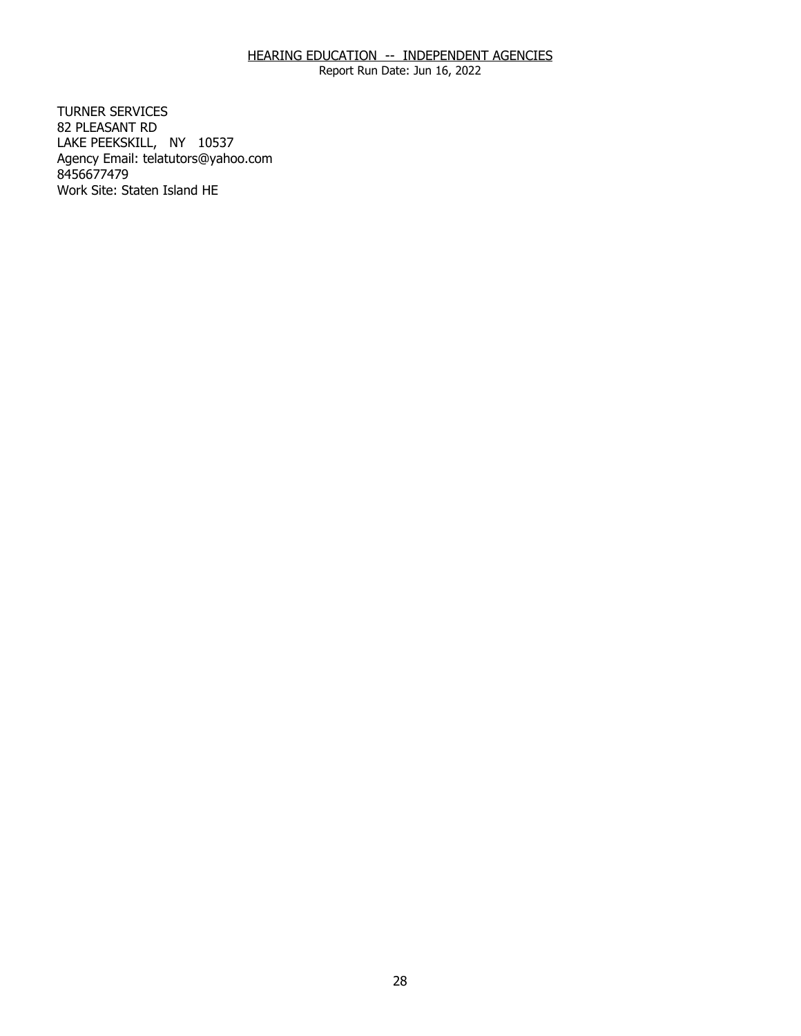TURNER SERVICES
82 PLEASANT RD
LAKE PEEKSKILL, NY 10537
Agency Email: telatutors@yahoo.com
8456677479
Work Site: Staten Island HE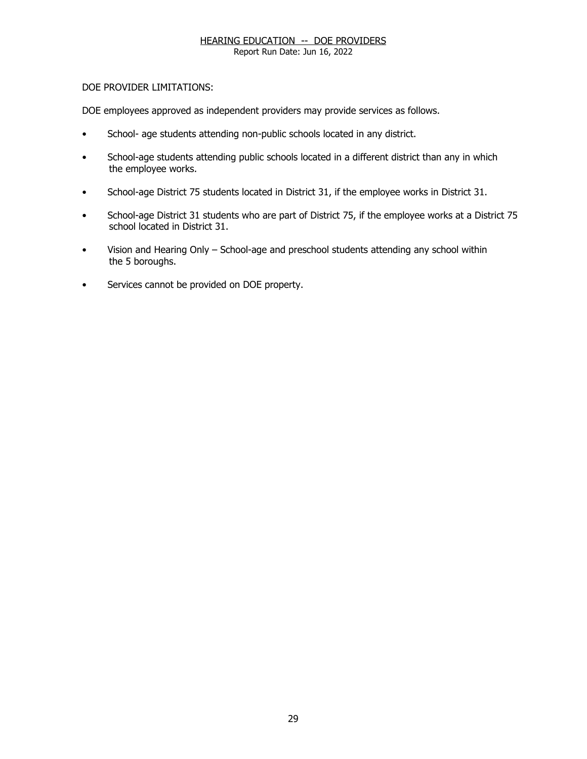DOE PROVIDER LIMITATIONS:

DOE employees approved as independent providers may provide services as follows.

- School- age students attending non-public schools located in any district.
- School-age students attending public schools located in a different district than any in which the employee works.
- School-age District 75 students located in District 31, if the employee works in District 31.
- School-age District 31 students who are part of District 75, if the employee works at a District 75 school located in District 31.
- Vision and Hearing Only – School-age and preschool students attending any school within the 5 boroughs.
- Services cannot be provided on DOE property.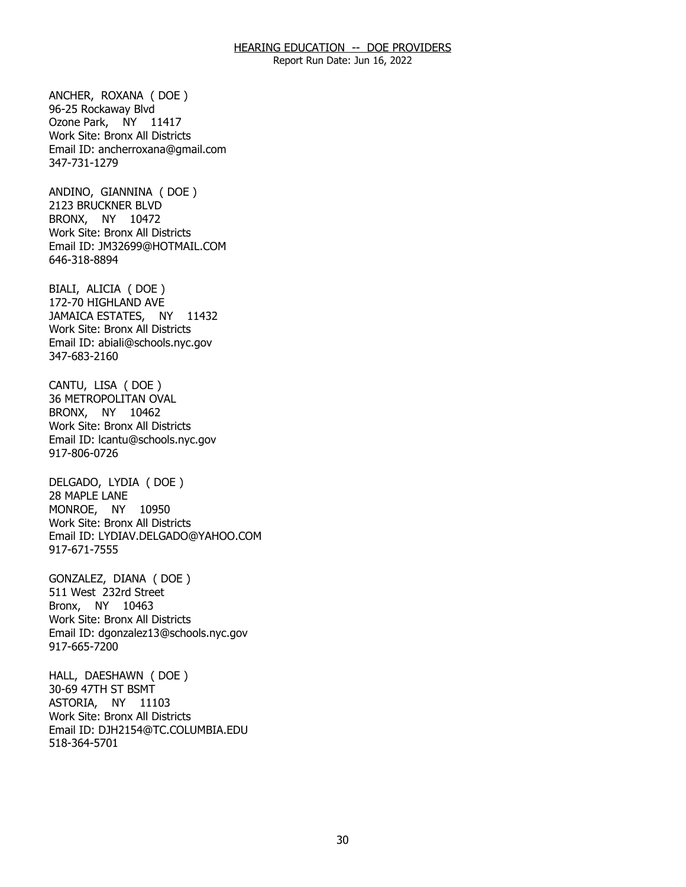ANCHER, ROXANA ( DOE )
96-25 Rockaway Blvd
Ozone Park, NY 11417
Work Site: Bronx All Districts
Email ID: ancherroxana@gmail.com
347-731-1279

ANDINO, GIANNINA ( DOE )
2123 BRUCKNER BLVD
BRONX, NY 10472
Work Site: Bronx All Districts
Email ID: JM32699@HOTMAIL.COM
646-318-8894

BIALI, ALICIA ( DOE )
172-70 HIGHLAND AVE
JAMAICA ESTATES, NY 11432
Work Site: Bronx All Districts
Email ID: abiali@schools.nyc.gov
347-683-2160

CANTU, LISA ( DOE )
36 METROPOLITAN OVAL
BRONX, NY 10462
Work Site: Bronx All Districts
Email ID: lcantu@schools.nyc.gov
917-806-0726

DELGADO, LYDIA ( DOE )
28 MAPLE LANE
MONROE, NY 10950
Work Site: Bronx All Districts
Email ID: LYDIAV.DELGADO@YAHOO.COM
917-671-7555

GONZALEZ, DIANA ( DOE )
511 West 232rd Street
Bronx, NY 10463
Work Site: Bronx All Districts
Email ID: dgonzalez13@schools.nyc.gov
917-665-7200

HALL, DAESHAWN ( DOE )
30-69 47TH ST BSMT
ASTORIA, NY 11103
Work Site: Bronx All Districts
Email ID: DJH2154@TC.COLUMBIA.EDU
518-364-5701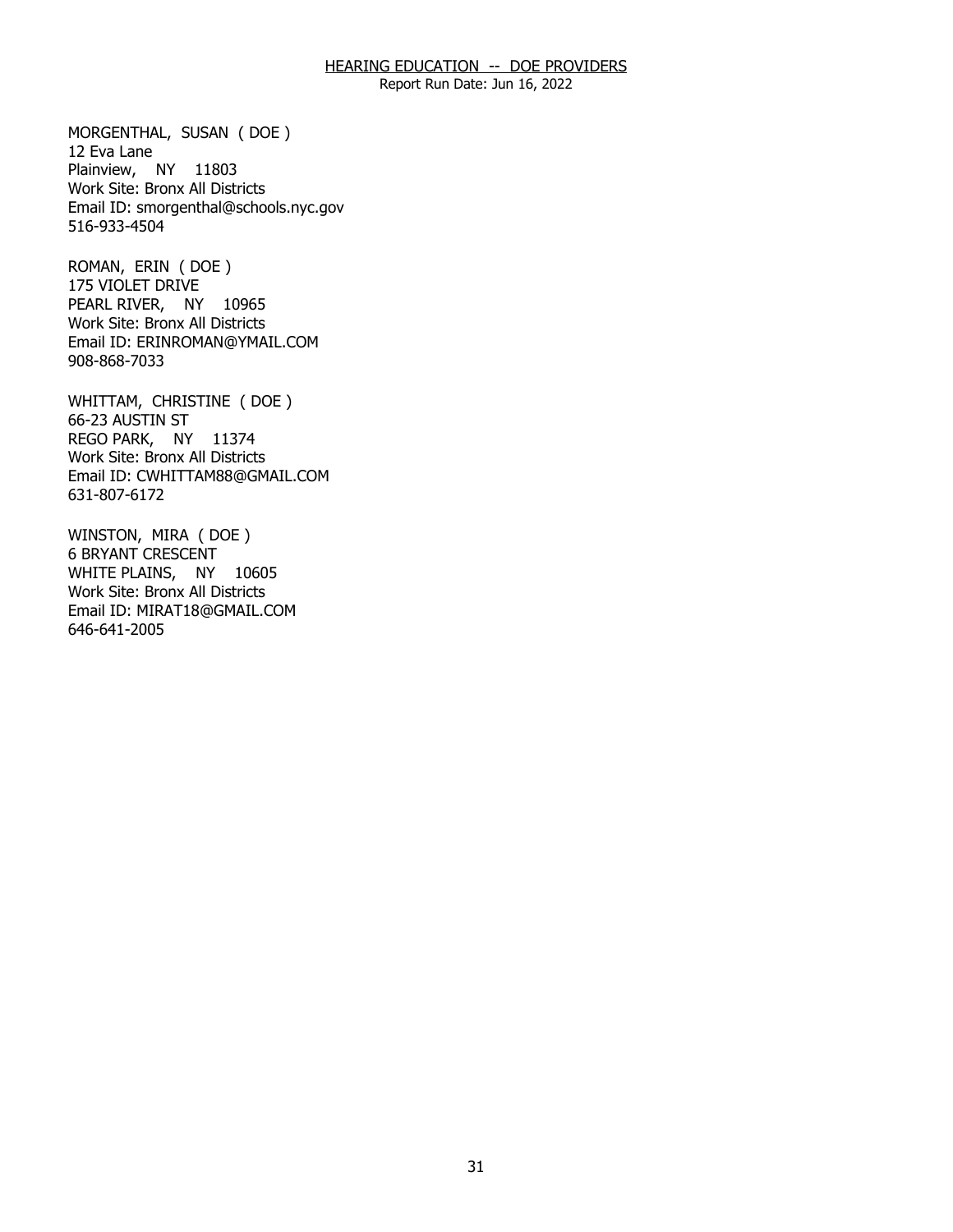MORGENTHAL, SUSAN ( DOE )
12 Eva Lane
Plainview, NY 11803
Work Site: Bronx All Districts
Email ID: smorgenthal@schools.nyc.gov
516-933-4504

ROMAN, ERIN ( DOE )
175 VIOLET DRIVE
PEARL RIVER, NY 10965
Work Site: Bronx All Districts
Email ID: ERINROMAN@YMAIL.COM
908-868-7033

WHITTAM, CHRISTINE ( DOE )
66-23 AUSTIN ST
REGO PARK, NY 11374
Work Site: Bronx All Districts
Email ID: CWHITTAM88@GMAIL.COM
631-807-6172

WINSTON, MIRA ( DOE )
6 BRYANT CRESCENT
WHITE PLAINS, NY 10605
Work Site: Bronx All Districts
Email ID: MIRAT18@GMAIL.COM
646-641-2005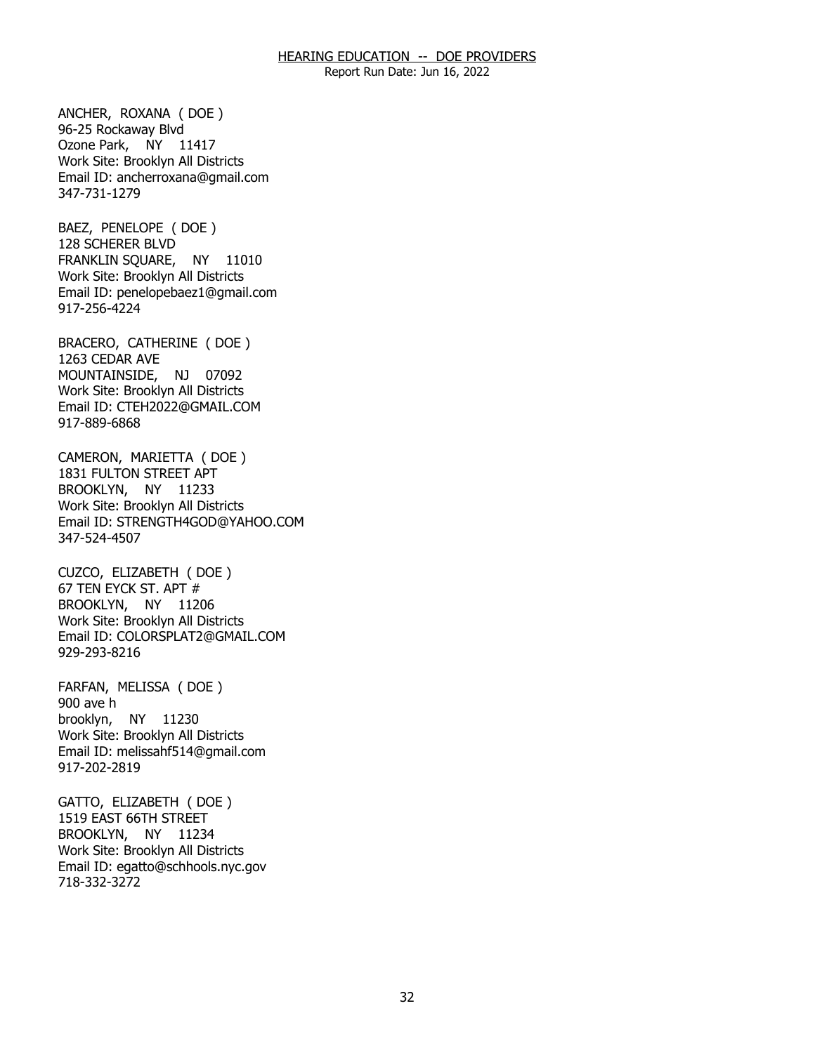ANCHER, ROXANA ( DOE )
96-25 Rockaway Blvd
Ozone Park, NY 11417
Work Site: Brooklyn All Districts
Email ID: ancherroxana@gmail.com
347-731-1279

BAEZ, PENELOPE ( DOE )
128 SCHERER BLVD
FRANKLIN SQUARE, NY 11010
Work Site: Brooklyn All Districts
Email ID: penelopebaez1@gmail.com
917-256-4224

BRACERO, CATHERINE ( DOE )
1263 CEDAR AVE
MOUNTAINSIDE, NJ 07092
Work Site: Brooklyn All Districts
Email ID: CTEH2022@GMAIL.COM
917-889-6868

CAMERON, MARIETTA ( DOE )
1831 FULTON STREET APT
BROOKLYN, NY 11233
Work Site: Brooklyn All Districts
Email ID: STRENGTH4GOD@YAHOO.COM
347-524-4507

CUZCO, ELIZABETH ( DOE )
67 TEN EYCK ST. APT #
BROOKLYN, NY 11206
Work Site: Brooklyn All Districts
Email ID: COLORSPLAT2@GMAIL.COM
929-293-8216

FARFAN, MELISSA ( DOE )
900 ave h
brooklyn, NY 11230
Work Site: Brooklyn All Districts
Email ID: melissahf514@gmail.com
917-202-2819

GATTO, ELIZABETH ( DOE )
1519 EAST 66TH STREET
BROOKLYN, NY 11234
Work Site: Brooklyn All Districts
Email ID: egatto@schhools.nyc.gov
718-332-3272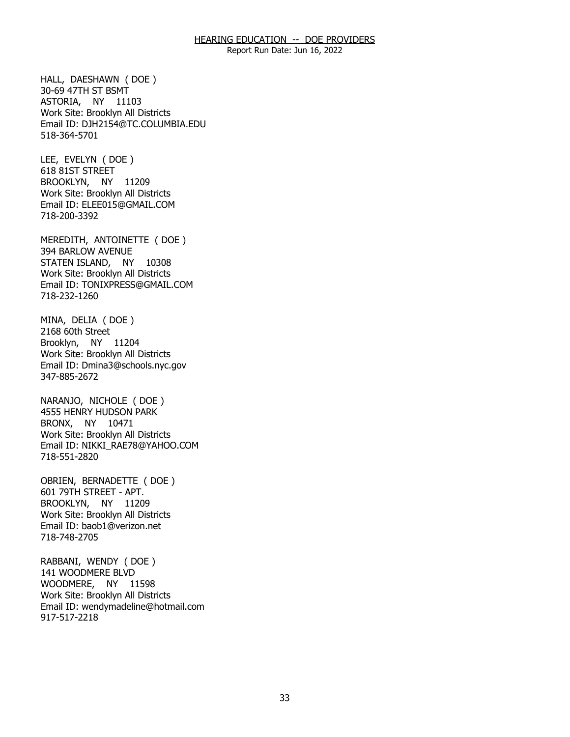HEARING EDUCATION -- DOE PROVIDERS

Report Run Date: Jun 16, 2022

HALL, DAESHAWN ( DOE )
30-69 47TH ST BSMT
ASTORIA, NY 11103
Work Site: Brooklyn All Districts
Email ID: DJH2154@TC.COLUMBIA.EDU
518-364-5701

LEE, EVELYN ( DOE )
618 81ST STREET
BROOKLYN, NY 11209
Work Site: Brooklyn All Districts
Email ID: ELEE015@GMAIL.COM
718-200-3392

MEREDITH, ANTOINETTE ( DOE )
394 BARLOW AVENUE
STATEN ISLAND, NY 10308
Work Site: Brooklyn All Districts
Email ID: TONIXPRESS@GMAIL.COM
718-232-1260

MINA, DELIA ( DOE )
2168 60th Street
Brooklyn, NY 11204
Work Site: Brooklyn All Districts
Email ID: Dmina3@schools.nyc.gov
347-885-2672

NARANJO, NICHOLE ( DOE )
4555 HENRY HUDSON PARK
BRONX, NY 10471
Work Site: Brooklyn All Districts
Email ID: NIKKI_RAE78@YAHOO.COM
718-551-2820

OBRIEN, BERNADETTE ( DOE )
601 79TH STREET - APT.
BROOKLYN, NY 11209
Work Site: Brooklyn All Districts
Email ID: baob1@verizon.net
718-748-2705

RABBANI, WENDY ( DOE )
141 WOODMERE BLVD
WOODMERE, NY 11598
Work Site: Brooklyn All Districts
Email ID: wendymadeline@hotmail.com
917-517-2218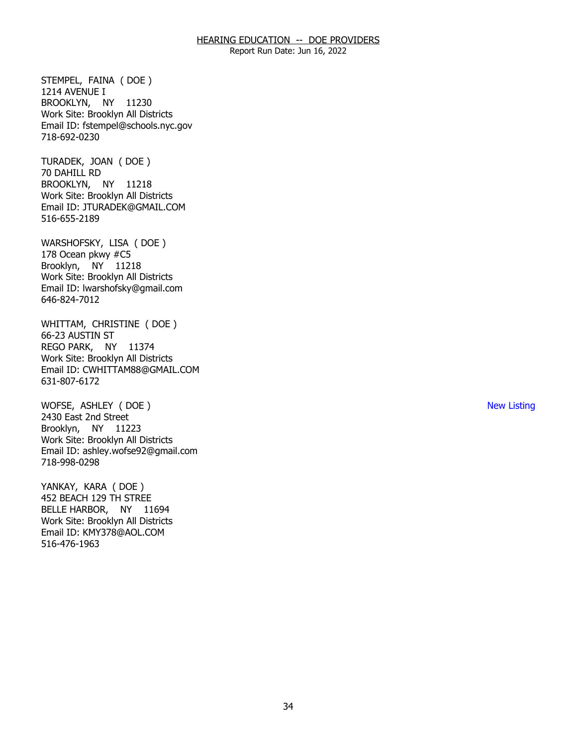STEMPEL, FAINA ( DOE )
1214 AVENUE I
BROOKLYN, NY 11230
Work Site: Brooklyn All Districts
Email ID: fstempel@schools.nyc.gov
718-692-0230

TURADEK, JOAN ( DOE )
70 DAHILL RD
BROOKLYN, NY 11218
Work Site: Brooklyn All Districts
Email ID: JTURADEK@GMAIL.COM
516-655-2189

WARSHOFSKY, LISA ( DOE )
178 Ocean pkwy #C5
Brooklyn, NY 11218
Work Site: Brooklyn All Districts
Email ID: lwarshofsky@gmail.com
646-824-7012

WHITTAM, CHRISTINE ( DOE )
66-23 AUSTIN ST
REGO PARK, NY 11374
Work Site: Brooklyn All Districts
Email ID: CWHITTAM88@GMAIL.COM
631-807-6172

WOFSE, ASHLEY ( DOE ) New Listing
2430 East 2nd Street
Brooklyn, NY 11223
Work Site: Brooklyn All Districts
Email ID: ashley.wofse92@gmail.com
718-998-0298

YANKAY, KARA ( DOE )
452 BEACH 129 TH STREE
BELLE HARBOR, NY 11694
Work Site: Brooklyn All Districts
Email ID: KMY378@AOL.COM
516-476-1963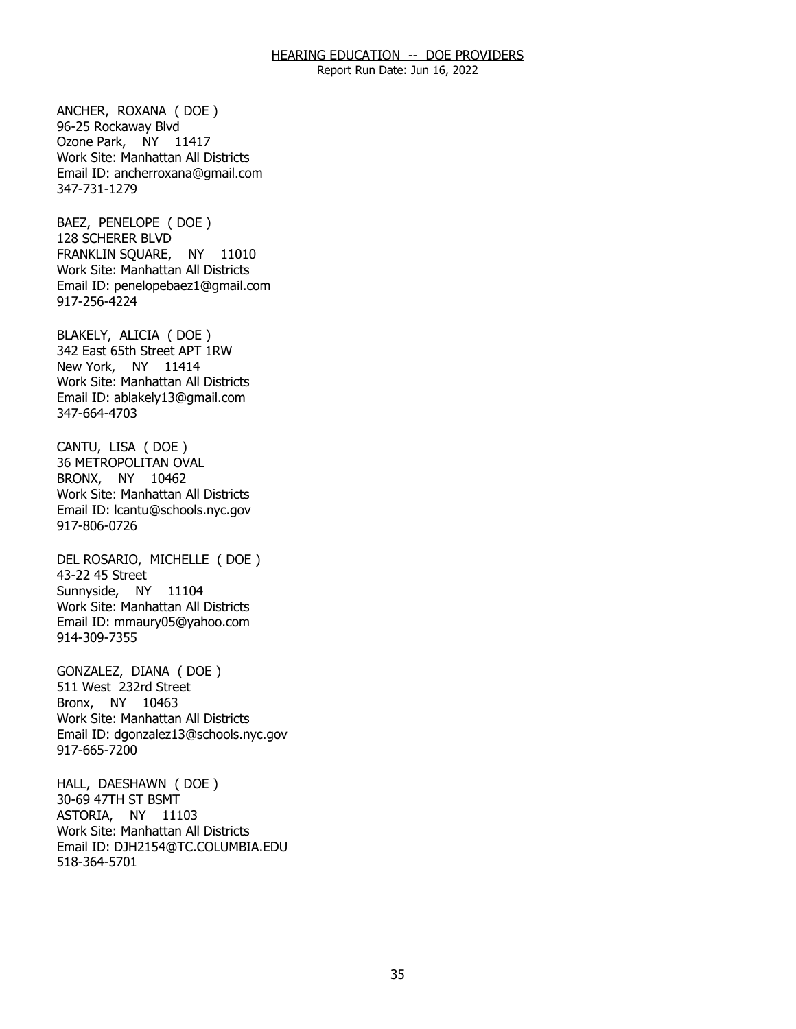HEARING EDUCATION -- DOE PROVIDERS

Report Run Date: Jun 16, 2022

ANCHER, ROXANA ( DOE )
96-25 Rockaway Blvd
Ozone Park, NY 11417
Work Site: Manhattan All Districts
Email ID: ancherroxana@gmail.com
347-731-1279

BAEZ, PENELOPE ( DOE )
128 SCHERER BLVD
FRANKLIN SQUARE, NY 11010
Work Site: Manhattan All Districts
Email ID: penelopebaez1@gmail.com
917-256-4224

BLAKELY, ALICIA ( DOE )
342 East 65th Street APT 1RW
New York, NY 11414
Work Site: Manhattan All Districts
Email ID: ablakely13@gmail.com
347-664-4703

CANTU, LISA ( DOE )
36 METROPOLITAN OVAL
BRONX, NY 10462
Work Site: Manhattan All Districts
Email ID: lcantu@schools.nyc.gov
917-806-0726

DEL ROSARIO, MICHELLE ( DOE )
43-22 45 Street
Sunnyside, NY 11104
Work Site: Manhattan All Districts
Email ID: mmaury05@yahoo.com
914-309-7355

GONZALEZ, DIANA ( DOE )
511 West 232rd Street
Bronx, NY 10463
Work Site: Manhattan All Districts
Email ID: dgonzalez13@schools.nyc.gov
917-665-7200

HALL, DAESHAWN ( DOE )
30-69 47TH ST BSMT
ASTORIA, NY 11103
Work Site: Manhattan All Districts
Email ID: DJH2154@TC.COLUMBIA.EDU
518-364-5701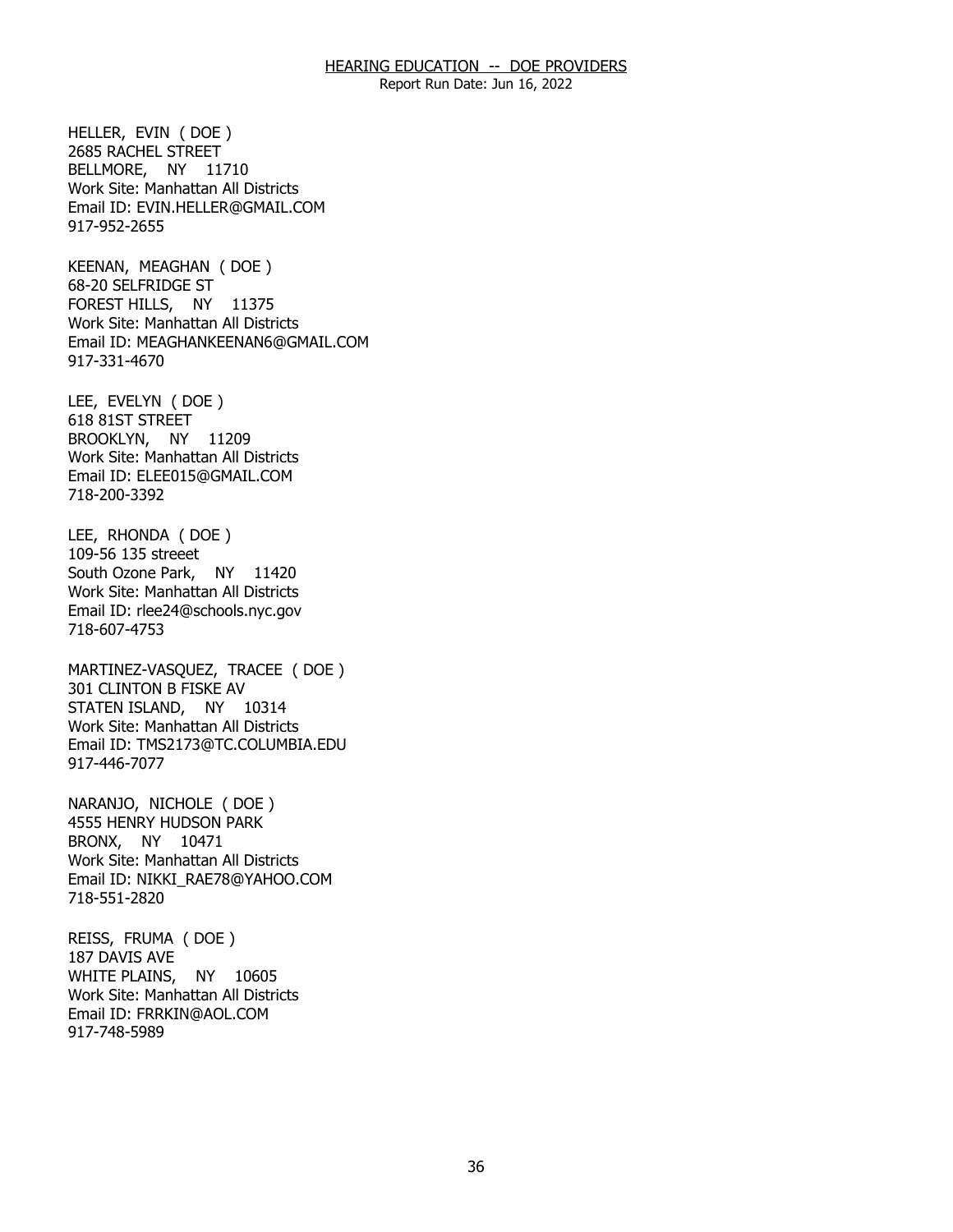HELLER, EVIN ( DOE )
2685 RACHEL STREET
BELLMORE, NY 11710
Work Site: Manhattan All Districts
Email ID: EVIN.HELLER@GMAIL.COM
917-952-2655

KEENAN, MEAGHAN ( DOE )
68-20 SELFRIDGE ST
FOREST HILLS, NY 11375
Work Site: Manhattan All Districts
Email ID: MEAGHANKEENAN6@GMAIL.COM
917-331-4670

LEE, EVELYN ( DOE )
618 81ST STREET
BROOKLYN, NY 11209
Work Site: Manhattan All Districts
Email ID: ELEE015@GMAIL.COM
718-200-3392

LEE, RHONDA ( DOE )
109-56 135 streeet
South Ozone Park, NY 11420
Work Site: Manhattan All Districts
Email ID: rlee24@schools.nyc.gov
718-607-4753

MARTINEZ-VASQUEZ, TRACEE ( DOE )
301 CLINTON B FISKE AV
STATEN ISLAND, NY 10314
Work Site: Manhattan All Districts
Email ID: TMS2173@TC.COLUMBIA.EDU
917-446-7077

NARANJO, NICHOLE ( DOE )
4555 HENRY HUDSON PARK
BRONX, NY 10471
Work Site: Manhattan All Districts
Email ID: NIKKI_RAE78@YAHOO.COM
718-551-2820

REISS, FRUMA ( DOE )
187 DAVIS AVE
WHITE PLAINS, NY 10605
Work Site: Manhattan All Districts
Email ID: FRRKIN@AOL.COM
917-748-5989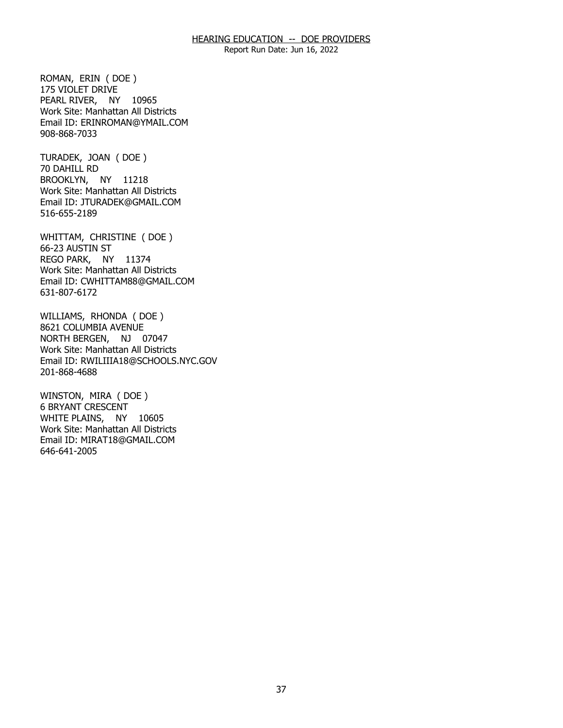ROMAN, ERIN ( DOE )
175 VIOLET DRIVE
PEARL RIVER, NY 10965
Work Site: Manhattan All Districts
Email ID: ERINROMAN@YMAIL.COM
908-868-7033

TURADEK, JOAN ( DOE )
70 DAHILL RD
BROOKLYN, NY 11218
Work Site: Manhattan All Districts
Email ID: JTURADEK@GMAIL.COM
516-655-2189

WHITTAM, CHRISTINE ( DOE )
66-23 AUSTIN ST
REGO PARK, NY 11374
Work Site: Manhattan All Districts
Email ID: CWHITTAM88@GMAIL.COM
631-807-6172

WILLIAMS, RHONDA ( DOE )
8621 COLUMBIA AVENUE
NORTH BERGEN, NJ 07047
Work Site: Manhattan All Districts
Email ID: RWILIIIA18@SCHOOLS.NYC.GOV
201-868-4688

WINSTON, MIRA ( DOE )
6 BRYANT CRESCENT
WHITE PLAINS, NY 10605
Work Site: Manhattan All Districts
Email ID: MIRAT18@GMAIL.COM
646-641-2005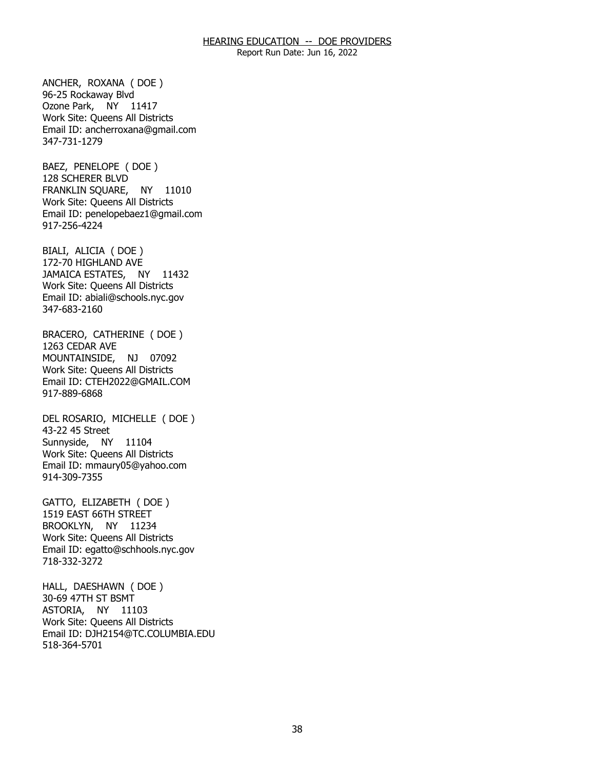ANCHER, ROXANA ( DOE )
96-25 Rockaway Blvd
Ozone Park, NY 11417
Work Site: Queens All Districts
Email ID: ancherroxana@gmail.com
347-731-1279

BAEZ, PENELOPE ( DOE )
128 SCHERER BLVD
FRANKLIN SQUARE, NY 11010
Work Site: Queens All Districts
Email ID: penelopebaez1@gmail.com
917-256-4224

BIALI, ALICIA ( DOE )
172-70 HIGHLAND AVE
JAMAICA ESTATES, NY 11432
Work Site: Queens All Districts
Email ID: abiali@schools.nyc.gov
347-683-2160

BRACERO, CATHERINE ( DOE )
1263 CEDAR AVE
MOUNTAINSIDE, NJ 07092
Work Site: Queens All Districts
Email ID: CTEH2022@GMAIL.COM
917-889-6868

DEL ROSARIO, MICHELLE ( DOE )
43-22 45 Street
Sunnyside, NY 11104
Work Site: Queens All Districts
Email ID: mmaury05@yahoo.com
914-309-7355

GATTO, ELIZABETH ( DOE )
1519 EAST 66TH STREET
BROOKLYN, NY 11234
Work Site: Queens All Districts
Email ID: egatto@schhools.nyc.gov
718-332-3272

HALL, DAESHAWN ( DOE )
30-69 47TH ST BSMT
ASTORIA, NY 11103
Work Site: Queens All Districts
Email ID: DJH2154@TC.COLUMBIA.EDU
518-364-5701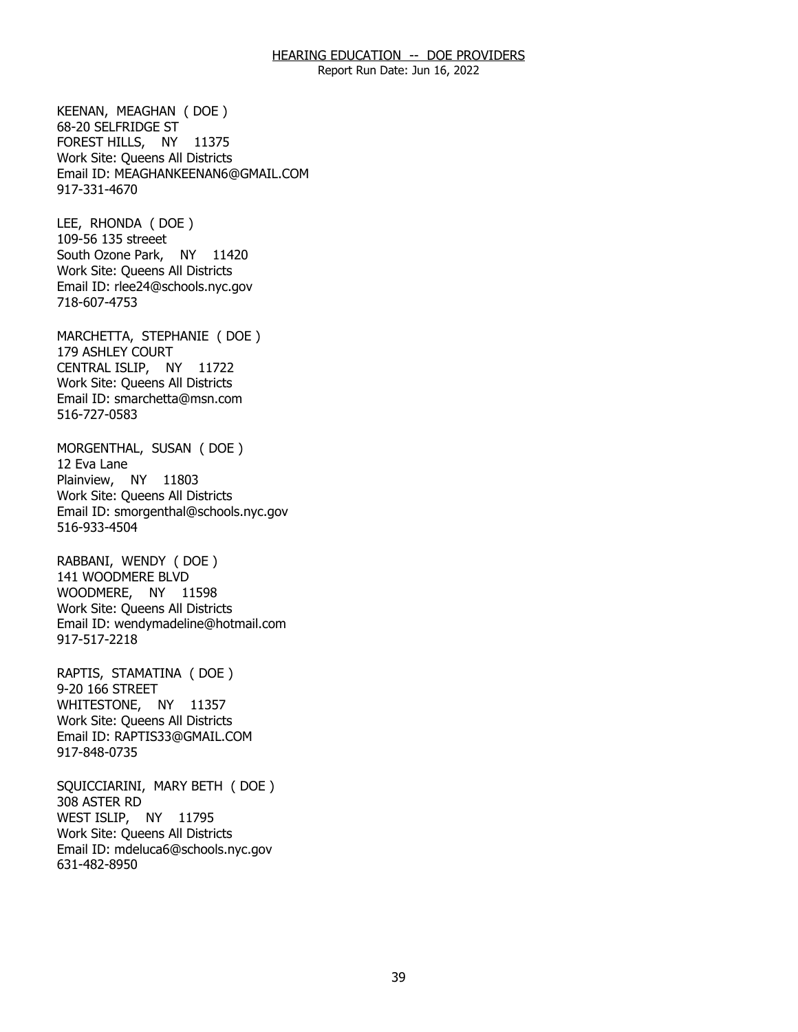KEENAN, MEAGHAN ( DOE )
68-20 SELFRIDGE ST
FOREST HILLS, NY 11375
Work Site: Queens All Districts
Email ID: MEAGHANKEENAN6@GMAIL.COM
917-331-4670

LEE, RHONDA ( DOE )
109-56 135 streeet
South Ozone Park, NY 11420
Work Site: Queens All Districts
Email ID: rlee24@schools.nyc.gov
718-607-4753

MARCHETTA, STEPHANIE ( DOE )
179 ASHLEY COURT
CENTRAL ISLIP, NY 11722
Work Site: Queens All Districts
Email ID: smarchetta@msn.com
516-727-0583

MORGENTHAL, SUSAN ( DOE )
12 Eva Lane
Plainview, NY 11803
Work Site: Queens All Districts
Email ID: smorgenthal@schools.nyc.gov
516-933-4504

RABBANI, WENDY ( DOE )
141 WOODMERE BLVD
WOODMERE, NY 11598
Work Site: Queens All Districts
Email ID: wendymadeline@hotmail.com
917-517-2218

RAPTIS, STAMATINA ( DOE )
9-20 166 STREET
WHITESTONE, NY 11357
Work Site: Queens All Districts
Email ID: RAPTIS33@GMAIL.COM
917-848-0735

SQUICCIARINI, MARY BETH ( DOE )
308 ASTER RD
WEST ISLIP, NY 11795
Work Site: Queens All Districts
Email ID: mdeluca6@schools.nyc.gov
631-482-8950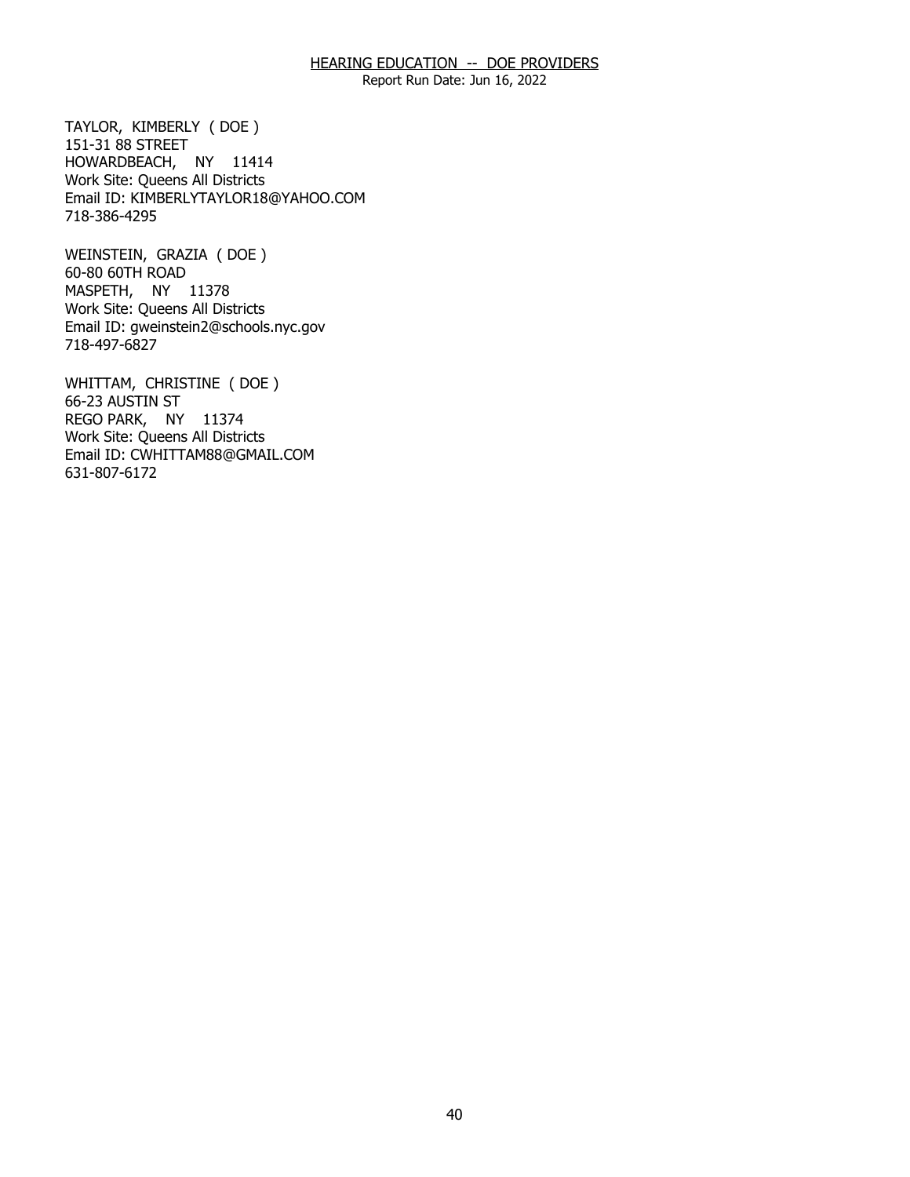TAYLOR, KIMBERLY ( DOE )
151-31 88 STREET
HOWARDBEACH, NY 11414
Work Site: Queens All Districts
Email ID: KIMBERLYTAYLOR18@YAHOO.COM
718-386-4295

WEINSTEIN, GRAZIA ( DOE )
60-80 60TH ROAD
MASPETH, NY 11378
Work Site: Queens All Districts
Email ID: gweinstein2@schools.nyc.gov
718-497-6827

WHITTAM, CHRISTINE ( DOE )
66-23 AUSTIN ST
REGO PARK, NY 11374
Work Site: Queens All Districts
Email ID: CWHITTAM88@GMAIL.COM
631-807-6172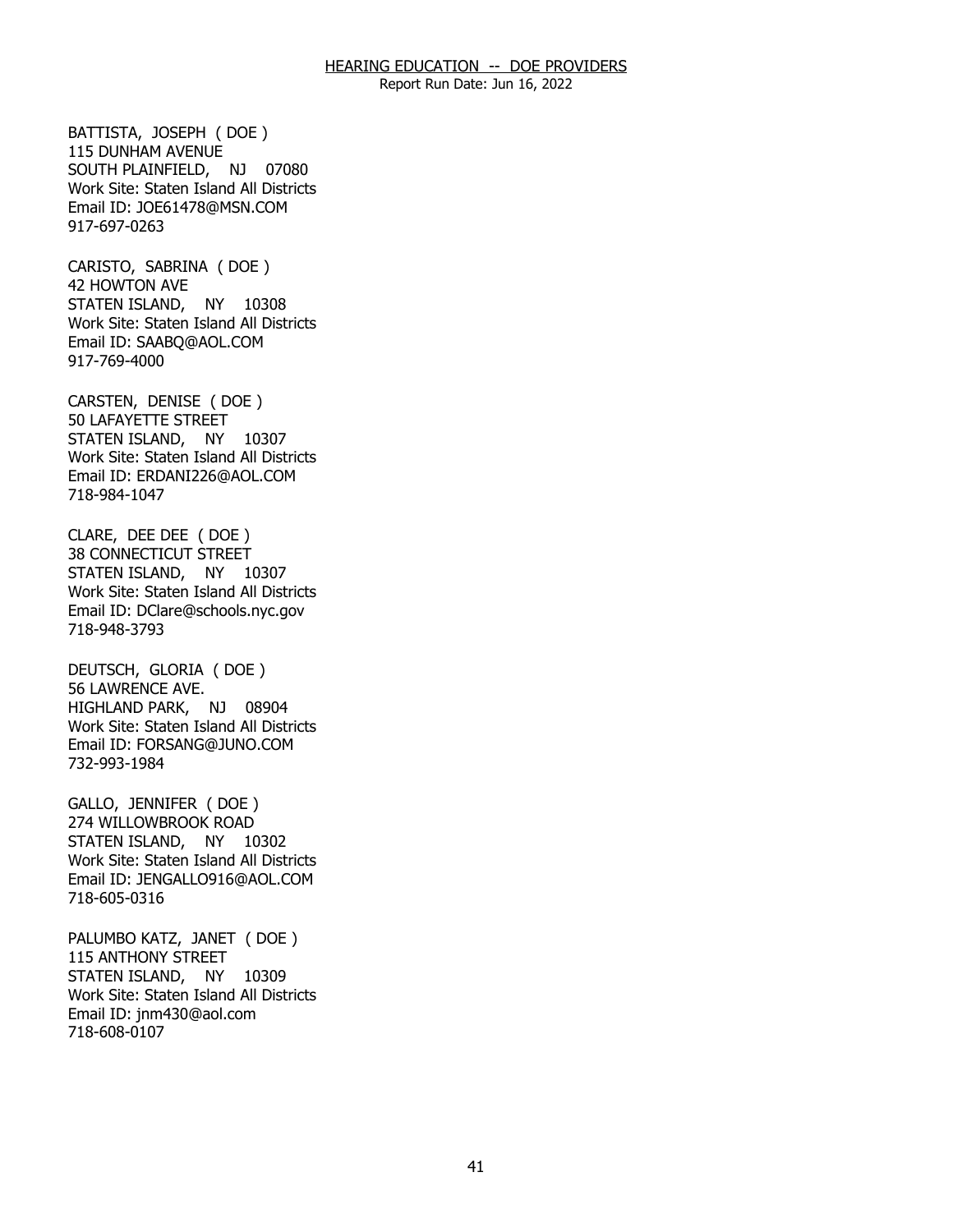# HEARING EDUCATION -- DOE PROVIDERS

Report Run Date: Jun 16, 2022

BATTISTA, JOSEPH ( DOE )
115 DUNHAM AVENUE
SOUTH PLAINFIELD, NJ 07080
Work Site: Staten Island All Districts
Email ID: JOE61478@MSN.COM
917-697-0263

CARISTO, SABRINA ( DOE )
42 HOWTON AVE
STATEN ISLAND, NY 10308
Work Site: Staten Island All Districts
Email ID: SAABQ@AOL.COM
917-769-4000

CARSTEN, DENISE ( DOE )
50 LAFAYETTE STREET
STATEN ISLAND, NY 10307
Work Site: Staten Island All Districts
Email ID: ERDANI226@AOL.COM
718-984-1047

CLARE, DEE DEE ( DOE )
38 CONNECTICUT STREET
STATEN ISLAND, NY 10307
Work Site: Staten Island All Districts
Email ID: DClare@schools.nyc.gov
718-948-3793

DEUTSCH, GLORIA ( DOE )
56 LAWRENCE AVE.
HIGHLAND PARK, NJ 08904
Work Site: Staten Island All Districts
Email ID: FORSANG@JUNO.COM
732-993-1984

GALLO, JENNIFER ( DOE )
274 WILLOWBROOK ROAD
STATEN ISLAND, NY 10302
Work Site: Staten Island All Districts
Email ID: JENGALLO916@AOL.COM
718-605-0316

PALUMBO KATZ, JANET ( DOE )
115 ANTHONY STREET
STATEN ISLAND, NY 10309
Work Site: Staten Island All Districts
Email ID: jnm430@aol.com
718-608-0107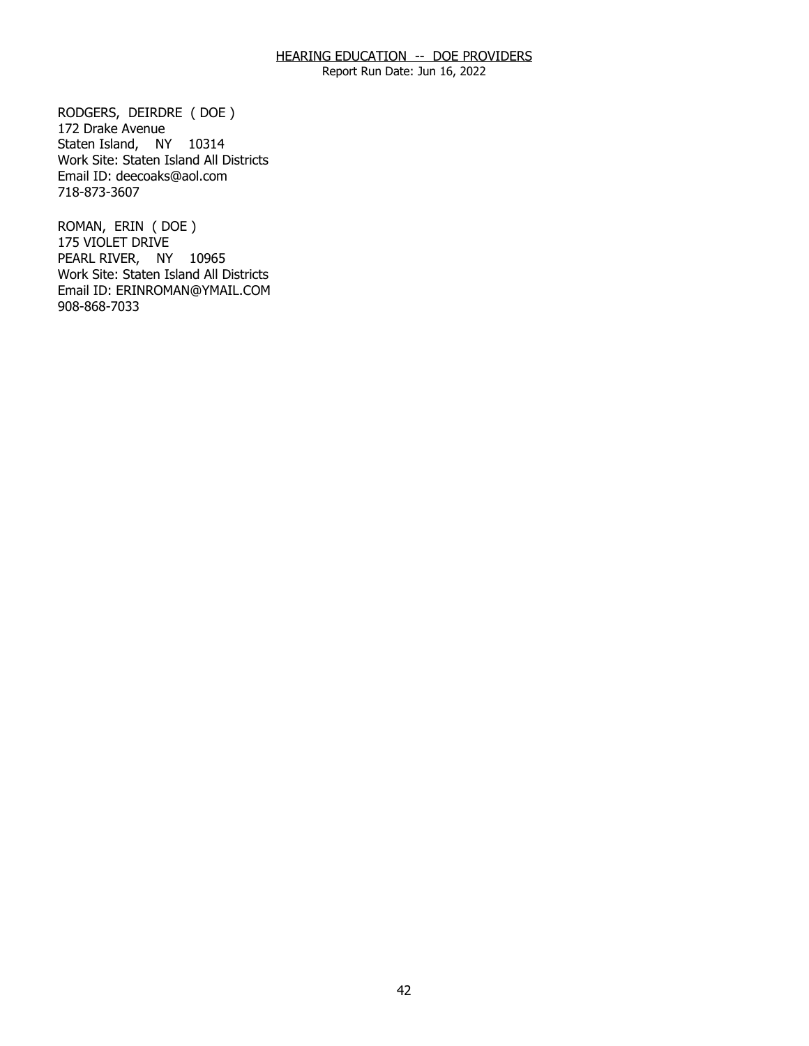RODGERS, DEIRDRE ( DOE )
172 Drake Avenue
Staten Island, NY 10314
Work Site: Staten Island All Districts
Email ID: deecoaks@aol.com
718-873-3607

ROMAN, ERIN ( DOE )
175 VIOLET DRIVE
PEARL RIVER, NY 10965
Work Site: Staten Island All Districts
Email ID: ERINROMAN@YMAIL.COM
908-868-7033